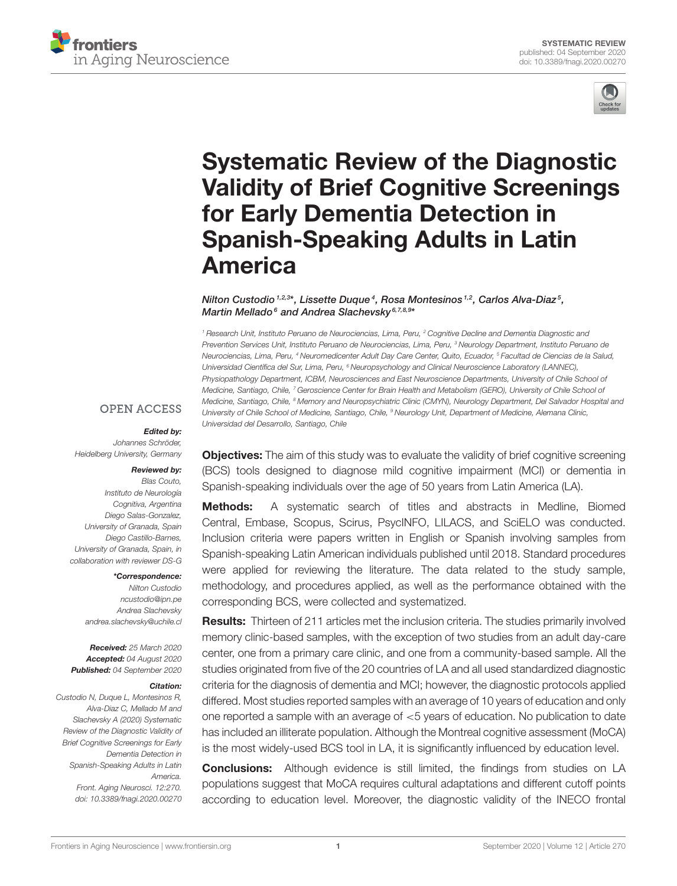SYSTEMATIC REVIEW
published: 04 September 2020
doi: 10.3389/fnagi.2020.00270

# Systematic Review of the Diagnostic Validity of Brief Cognitive Screenings for Early Dementia Detection in Spanish-Speaking Adults in Latin America

*Nilton Custodio[1,2,3]\*, Lissette Duque[4], Rosa Montesinos[1,2], Carlos Alva-Diaz[5], Martin Mellado[6] and Andrea Slachevsky[6,7,8,9]\**

[1] Research Unit, Instituto Peruano de Neurociencias, Lima, Peru, [2] Cognitive Decline and Dementia Diagnostic and Prevention Services Unit, Instituto Peruano de Neurociencias, Lima, Peru, [3] Neurology Department, Instituto Peruano de Neurociencias, Lima, Peru, [4] Neuromedicenter Adult Day Care Center, Quito, Ecuador, [5] Facultad de Ciencias de la Salud, Universidad Científica del Sur, Lima, Peru, [6] Neuropsychology and Clinical Neuroscience Laboratory (LANNEC), Physiopathology Department, ICBM, Neurosciences and East Neuroscience Departments, University of Chile School of Medicine, Santiago, Chile, [7] Geroscience Center for Brain Health and Metabolism (GERO), University of Chile School of Medicine, Santiago, Chile, [8] Memory and Neuropsychiatric Clinic (CMYN), Neurology Department, Del Salvador Hospital and University of Chile School of Medicine, Santiago, Chile, [9] Neurology Unit, Department of Medicine, Alemana Clinic, Universidad del Desarrollo, Santiago, Chile

OPEN ACCESS

***Edited by:***
Johannes Schröder, Heidelberg University, Germany

***Reviewed by:***
Blas Couto, Instituto de Neurología Cognitiva, Argentina
Diego Salas-Gonzalez, University of Granada, Spain
Diego Castillo-Barnes, University of Granada, Spain, in collaboration with reviewer DS-G

***\*Correspondence:***
Nilton Custodio
ncustodio@ipn.pe
Andrea Slachevsky
andrea.slachevsky@uchile.cl

***Received:*** 25 March 2020
***Accepted:*** 04 August 2020
***Published:*** 04 September 2020

***Citation:***
Custodio N, Duque L, Montesinos R, Alva-Diaz C, Mellado M and Slachevsky A (2020) Systematic Review of the Diagnostic Validity of Brief Cognitive Screenings for Early Dementia Detection in Spanish-Speaking Adults in Latin America. Front. Aging Neurosci. 12:270. doi: 10.3389/fnagi.2020.00270

**Objectives:** The aim of this study was to evaluate the validity of brief cognitive screening (BCS) tools designed to diagnose mild cognitive impairment (MCI) or dementia in Spanish-speaking individuals over the age of 50 years from Latin America (LA).

**Methods:** A systematic search of titles and abstracts in Medline, Biomed Central, Embase, Scopus, Scirus, PsycINFO, LILACS, and SciELO was conducted. Inclusion criteria were papers written in English or Spanish involving samples from Spanish-speaking Latin American individuals published until 2018. Standard procedures were applied for reviewing the literature. The data related to the study sample, methodology, and procedures applied, as well as the performance obtained with the corresponding BCS, were collected and systematized.

**Results:** Thirteen of 211 articles met the inclusion criteria. The studies primarily involved memory clinic-based samples, with the exception of two studies from an adult day-care center, one from a primary care clinic, and one from a community-based sample. All the studies originated from five of the 20 countries of LA and all used standardized diagnostic criteria for the diagnosis of dementia and MCI; however, the diagnostic protocols applied differed. Most studies reported samples with an average of 10 years of education and only one reported a sample with an average of <5 years of education. No publication to date has included an illiterate population. Although the Montreal cognitive assessment (MoCA) is the most widely-used BCS tool in LA, it is significantly influenced by education level.

**Conclusions:** Although evidence is still limited, the findings from studies on LA populations suggest that MoCA requires cultural adaptations and different cutoff points according to education level. Moreover, the diagnostic validity of the INECO frontal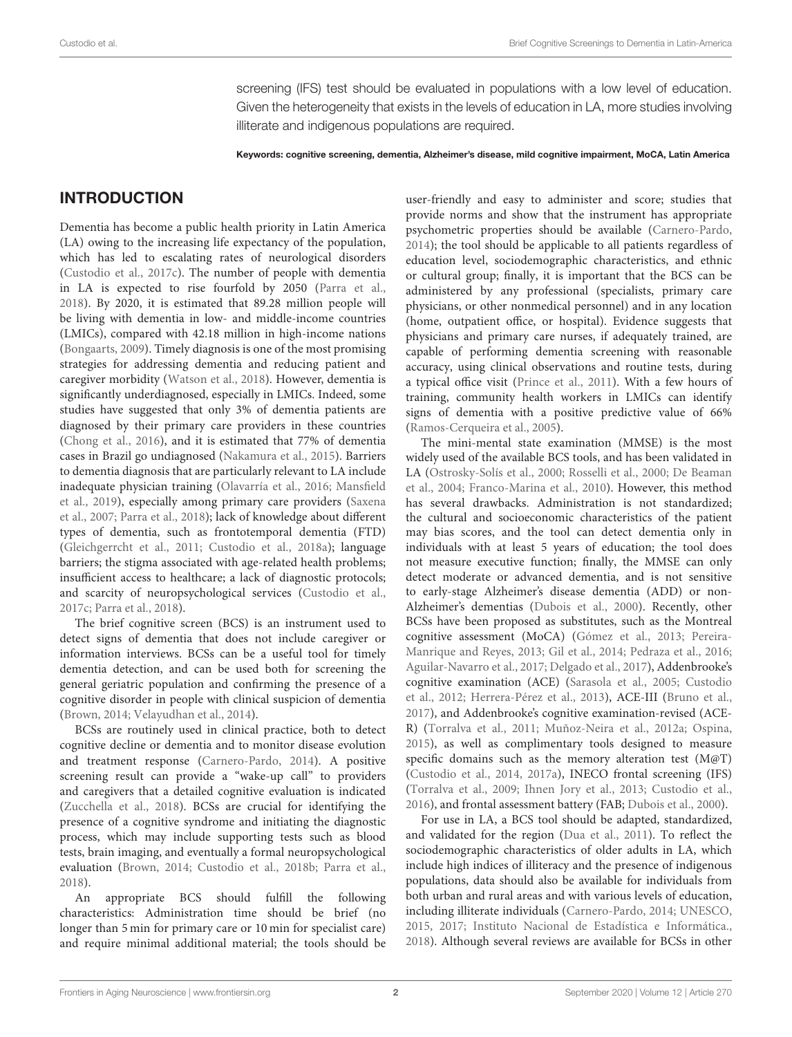screening (IFS) test should be evaluated in populations with a low level of education. Given the heterogeneity that exists in the levels of education in LA, more studies involving illiterate and indigenous populations are required.

**Keywords: cognitive screening, dementia, Alzheimer's disease, mild cognitive impairment, MoCA, Latin America**

## INTRODUCTION

Dementia has become a public health priority in Latin America (LA) owing to the increasing life expectancy of the population, which has led to escalating rates of neurological disorders (Custodio et al., 2017c). The number of people with dementia in LA is expected to rise fourfold by 2050 (Parra et al., 2018). By 2020, it is estimated that 89.28 million people will be living with dementia in low- and middle-income countries (LMICs), compared with 42.18 million in high-income nations (Bongaarts, 2009). Timely diagnosis is one of the most promising strategies for addressing dementia and reducing patient and caregiver morbidity (Watson et al., 2018). However, dementia is significantly underdiagnosed, especially in LMICs. Indeed, some studies have suggested that only 3% of dementia patients are diagnosed by their primary care providers in these countries (Chong et al., 2016), and it is estimated that 77% of dementia cases in Brazil go undiagnosed (Nakamura et al., 2015). Barriers to dementia diagnosis that are particularly relevant to LA include inadequate physician training (Olavarría et al., 2016; Mansfield et al., 2019), especially among primary care providers (Saxena et al., 2007; Parra et al., 2018); lack of knowledge about different types of dementia, such as frontotemporal dementia (FTD) (Gleichgerrcht et al., 2011; Custodio et al., 2018a); language barriers; the stigma associated with age-related health problems; insufficient access to healthcare; a lack of diagnostic protocols; and scarcity of neuropsychological services (Custodio et al., 2017c; Parra et al., 2018).

The brief cognitive screen (BCS) is an instrument used to detect signs of dementia that does not include caregiver or information interviews. BCSs can be a useful tool for timely dementia detection, and can be used both for screening the general geriatric population and confirming the presence of a cognitive disorder in people with clinical suspicion of dementia (Brown, 2014; Velayudhan et al., 2014).

BCSs are routinely used in clinical practice, both to detect cognitive decline or dementia and to monitor disease evolution and treatment response (Carnero-Pardo, 2014). A positive screening result can provide a "wake-up call" to providers and caregivers that a detailed cognitive evaluation is indicated (Zucchella et al., 2018). BCSs are crucial for identifying the presence of a cognitive syndrome and initiating the diagnostic process, which may include supporting tests such as blood tests, brain imaging, and eventually a formal neuropsychological evaluation (Brown, 2014; Custodio et al., 2018b; Parra et al., 2018).

An appropriate BCS should fulfill the following characteristics: Administration time should be brief (no longer than 5 min for primary care or 10 min for specialist care) and require minimal additional material; the tools should be user-friendly and easy to administer and score; studies that provide norms and show that the instrument has appropriate psychometric properties should be available (Carnero-Pardo, 2014); the tool should be applicable to all patients regardless of education level, sociodemographic characteristics, and ethnic or cultural group; finally, it is important that the BCS can be administered by any professional (specialists, primary care physicians, or other nonmedical personnel) and in any location (home, outpatient office, or hospital). Evidence suggests that physicians and primary care nurses, if adequately trained, are capable of performing dementia screening with reasonable accuracy, using clinical observations and routine tests, during a typical office visit (Prince et al., 2011). With a few hours of training, community health workers in LMICs can identify signs of dementia with a positive predictive value of 66% (Ramos-Cerqueira et al., 2005).

The mini-mental state examination (MMSE) is the most widely used of the available BCS tools, and has been validated in LA (Ostrosky-Solís et al., 2000; Rosselli et al., 2000; De Beaman et al., 2004; Franco-Marina et al., 2010). However, this method has several drawbacks. Administration is not standardized; the cultural and socioeconomic characteristics of the patient may bias scores, and the tool can detect dementia only in individuals with at least 5 years of education; the tool does not measure executive function; finally, the MMSE can only detect moderate or advanced dementia, and is not sensitive to early-stage Alzheimer's disease dementia (ADD) or non-Alzheimer's dementias (Dubois et al., 2000). Recently, other BCSs have been proposed as substitutes, such as the Montreal cognitive assessment (MoCA) (Gómez et al., 2013; Pereira-Manrique and Reyes, 2013; Gil et al., 2014; Pedraza et al., 2016; Aguilar-Navarro et al., 2017; Delgado et al., 2017), Addenbrooke's cognitive examination (ACE) (Sarasola et al., 2005; Custodio et al., 2012; Herrera-Pérez et al., 2013), ACE-III (Bruno et al., 2017), and Addenbrooke's cognitive examination-revised (ACE-R) (Torralva et al., 2011; Muñoz-Neira et al., 2012a; Ospina, 2015), as well as complimentary tools designed to measure specific domains such as the memory alteration test (M@T) (Custodio et al., 2014, 2017a), INECO frontal screening (IFS) (Torralva et al., 2009; Ihnen Jory et al., 2013; Custodio et al., 2016), and frontal assessment battery (FAB; Dubois et al., 2000).

For use in LA, a BCS tool should be adapted, standardized, and validated for the region (Dua et al., 2011). To reflect the sociodemographic characteristics of older adults in LA, which include high indices of illiteracy and the presence of indigenous populations, data should also be available for individuals from both urban and rural areas and with various levels of education, including illiterate individuals (Carnero-Pardo, 2014; UNESCO, 2015, 2017; Instituto Nacional de Estadística e Informática., 2018). Although several reviews are available for BCSs in other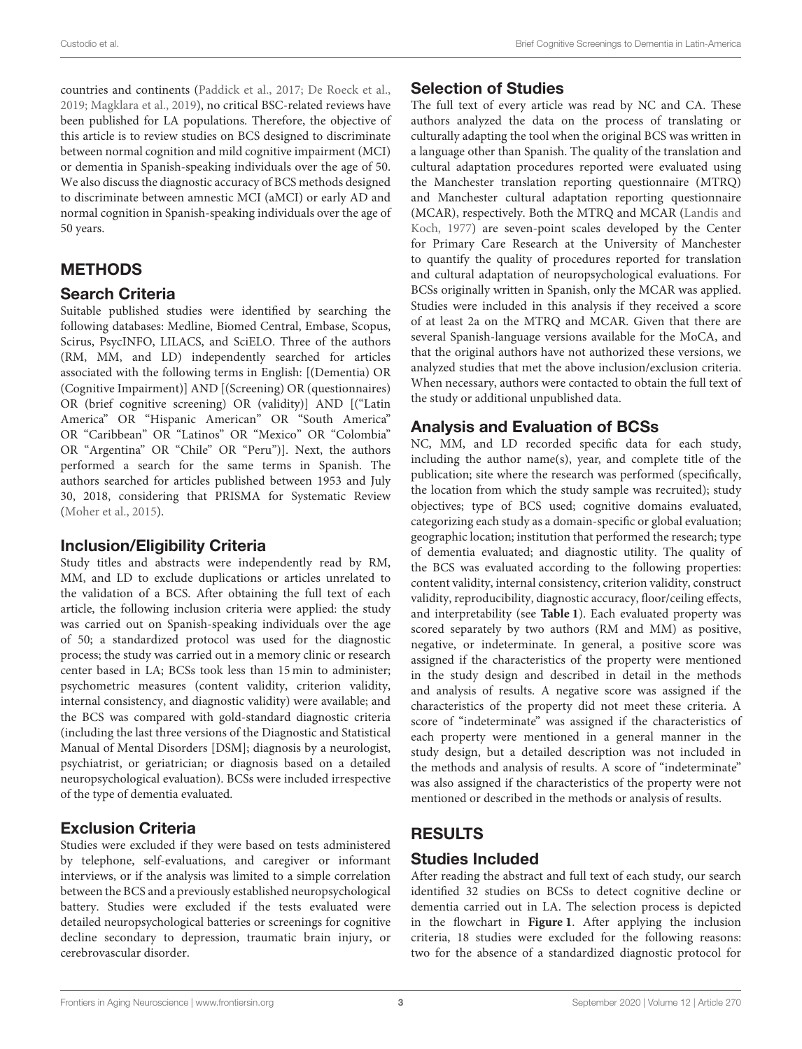countries and continents (Paddick et al., 2017; De Roeck et al., 2019; Magklara et al., 2019), no critical BSC-related reviews have been published for LA populations. Therefore, the objective of this article is to review studies on BCS designed to discriminate between normal cognition and mild cognitive impairment (MCI) or dementia in Spanish-speaking individuals over the age of 50. We also discuss the diagnostic accuracy of BCS methods designed to discriminate between amnestic MCI (aMCI) or early AD and normal cognition in Spanish-speaking individuals over the age of 50 years.

## METHODS

### Search Criteria

Suitable published studies were identified by searching the following databases: Medline, Biomed Central, Embase, Scopus, Scirus, PsycINFO, LILACS, and SciELO. Three of the authors (RM, MM, and LD) independently searched for articles associated with the following terms in English: [(Dementia) OR (Cognitive Impairment)] AND [(Screening) OR (questionnaires) OR (brief cognitive screening) OR (validity)] AND [("Latin America" OR "Hispanic American" OR "South America" OR "Caribbean" OR "Latinos" OR "Mexico" OR "Colombia" OR "Argentina" OR "Chile" OR "Peru")]. Next, the authors performed a search for the same terms in Spanish. The authors searched for articles published between 1953 and July 30, 2018, considering that PRISMA for Systematic Review (Moher et al., 2015).

### Inclusion/Eligibility Criteria

Study titles and abstracts were independently read by RM, MM, and LD to exclude duplications or articles unrelated to the validation of a BCS. After obtaining the full text of each article, the following inclusion criteria were applied: the study was carried out on Spanish-speaking individuals over the age of 50; a standardized protocol was used for the diagnostic process; the study was carried out in a memory clinic or research center based in LA; BCSs took less than 15 min to administer; psychometric measures (content validity, criterion validity, internal consistency, and diagnostic validity) were available; and the BCS was compared with gold-standard diagnostic criteria (including the last three versions of the Diagnostic and Statistical Manual of Mental Disorders [DSM]; diagnosis by a neurologist, psychiatrist, or geriatrician; or diagnosis based on a detailed neuropsychological evaluation). BCSs were included irrespective of the type of dementia evaluated.

### Exclusion Criteria

Studies were excluded if they were based on tests administered by telephone, self-evaluations, and caregiver or informant interviews, or if the analysis was limited to a simple correlation between the BCS and a previously established neuropsychological battery. Studies were excluded if the tests evaluated were detailed neuropsychological batteries or screenings for cognitive decline secondary to depression, traumatic brain injury, or cerebrovascular disorder.

### Selection of Studies

The full text of every article was read by NC and CA. These authors analyzed the data on the process of translating or culturally adapting the tool when the original BCS was written in a language other than Spanish. The quality of the translation and cultural adaptation procedures reported were evaluated using the Manchester translation reporting questionnaire (MTRQ) and Manchester cultural adaptation reporting questionnaire (MCAR), respectively. Both the MTRQ and MCAR (Landis and Koch, 1977) are seven-point scales developed by the Center for Primary Care Research at the University of Manchester to quantify the quality of procedures reported for translation and cultural adaptation of neuropsychological evaluations. For BCSs originally written in Spanish, only the MCAR was applied. Studies were included in this analysis if they received a score of at least 2a on the MTRQ and MCAR. Given that there are several Spanish-language versions available for the MoCA, and that the original authors have not authorized these versions, we analyzed studies that met the above inclusion/exclusion criteria. When necessary, authors were contacted to obtain the full text of the study or additional unpublished data.

### Analysis and Evaluation of BCSs

NC, MM, and LD recorded specific data for each study, including the author name(s), year, and complete title of the publication; site where the research was performed (specifically, the location from which the study sample was recruited); study objectives; type of BCS used; cognitive domains evaluated, categorizing each study as a domain-specific or global evaluation; geographic location; institution that performed the research; type of dementia evaluated; and diagnostic utility. The quality of the BCS was evaluated according to the following properties: content validity, internal consistency, criterion validity, construct validity, reproducibility, diagnostic accuracy, floor/ceiling effects, and interpretability (see **Table 1**). Each evaluated property was scored separately by two authors (RM and MM) as positive, negative, or indeterminate. In general, a positive score was assigned if the characteristics of the property were mentioned in the study design and described in detail in the methods and analysis of results. A negative score was assigned if the characteristics of the property did not meet these criteria. A score of "indeterminate" was assigned if the characteristics of each property were mentioned in a general manner in the study design, but a detailed description was not included in the methods and analysis of results. A score of "indeterminate" was also assigned if the characteristics of the property were not mentioned or described in the methods or analysis of results.

## RESULTS

### Studies Included

After reading the abstract and full text of each study, our search identified 32 studies on BCSs to detect cognitive decline or dementia carried out in LA. The selection process is depicted in the flowchart in **Figure 1**. After applying the inclusion criteria, 18 studies were excluded for the following reasons: two for the absence of a standardized diagnostic protocol for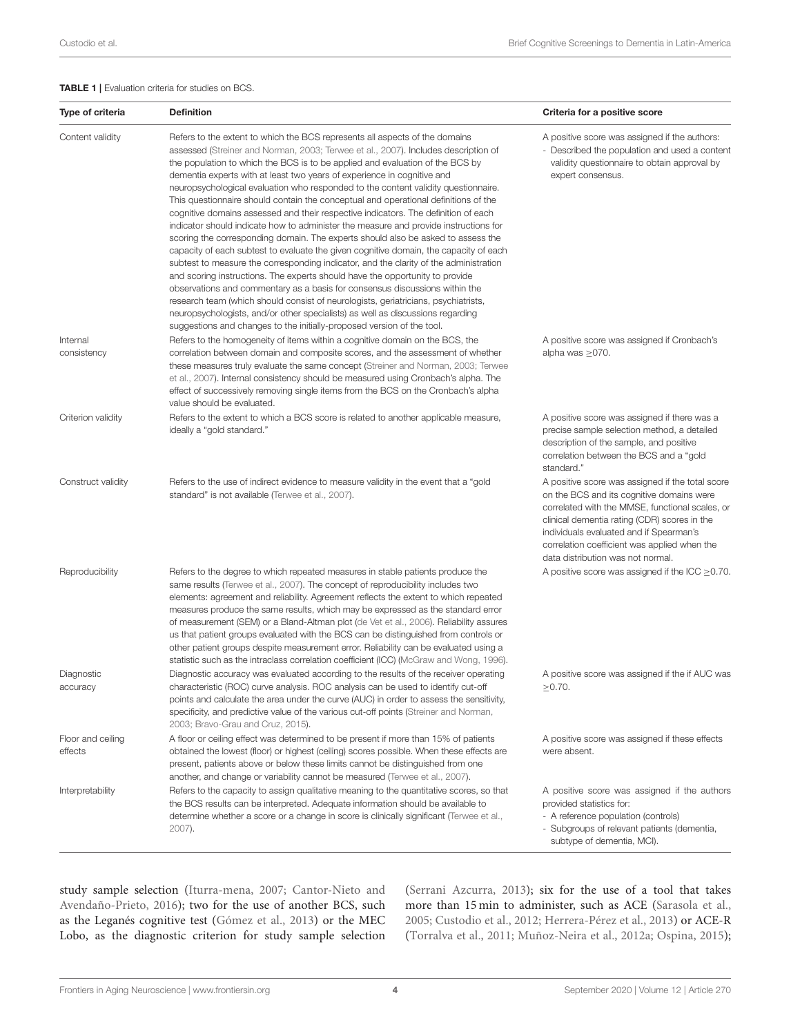**TABLE 1 |** Evaluation criteria for studies on BCS.

| Type of criteria | Definition | Criteria for a positive score |
|---|---|---|
| Content validity | Refers to the extent to which the BCS represents all aspects of the domains assessed (Streiner and Norman, 2003; Terwee et al., 2007). Includes description of the population to which the BCS is to be applied and evaluation of the BCS by dementia experts with at least two years of experience in cognitive and neuropsychological evaluation who responded to the content validity questionnaire. This questionnaire should contain the conceptual and operational definitions of the cognitive domains assessed and their respective indicators. The definition of each indicator should indicate how to administer the measure and provide instructions for scoring the corresponding domain. The experts should also be asked to assess the capacity of each subtest to evaluate the given cognitive domain, the capacity of each subtest to measure the corresponding indicator, and the clarity of the administration and scoring instructions. The experts should have the opportunity to provide observations and commentary as a basis for consensus discussions within the research team (which should consist of neurologists, geriatricians, psychiatrists, neuropsychologists, and/or other specialists) as well as discussions regarding suggestions and changes to the initially-proposed version of the tool. | A positive score was assigned if the authors: - Described the population and used a content validity questionnaire to obtain approval by expert consensus. |
| Internal consistency | Refers to the homogeneity of items within a cognitive domain on the BCS, the correlation between domain and composite scores, and the assessment of whether these measures truly evaluate the same concept (Streiner and Norman, 2003; Terwee et al., 2007). Internal consistency should be measured using Cronbach's alpha. The effect of successively removing single items from the BCS on the Cronbach's alpha value should be evaluated. | A positive score was assigned if Cronbach's alpha was ≥070. |
| Criterion validity | Refers to the extent to which a BCS score is related to another applicable measure, ideally a "gold standard." | A positive score was assigned if there was a precise sample selection method, a detailed description of the sample, and positive correlation between the BCS and a "gold standard." |
| Construct validity | Refers to the use of indirect evidence to measure validity in the event that a "gold standard" is not available (Terwee et al., 2007). | A positive score was assigned if the total score on the BCS and its cognitive domains were correlated with the MMSE, functional scales, or clinical dementia rating (CDR) scores in the individuals evaluated and if Spearman's correlation coefficient was applied when the data distribution was not normal. |
| Reproducibility | Refers to the degree to which repeated measures in stable patients produce the same results (Terwee et al., 2007). The concept of reproducibility includes two elements: agreement and reliability. Agreement reflects the extent to which repeated measures produce the same results, which may be expressed as the standard error of measurement (SEM) or a Bland-Altman plot (de Vet et al., 2006). Reliability assures us that patient groups evaluated with the BCS can be distinguished from controls or other patient groups despite measurement error. Reliability can be evaluated using a statistic such as the intraclass correlation coefficient (ICC) (McGraw and Wong, 1996). | A positive score was assigned if the ICC ≥0.70. |
| Diagnostic accuracy | Diagnostic accuracy was evaluated according to the results of the receiver operating characteristic (ROC) curve analysis. ROC analysis can be used to identify cut-off points and calculate the area under the curve (AUC) in order to assess the sensitivity, specificity, and predictive value of the various cut-off points (Streiner and Norman, 2003; Bravo-Grau and Cruz, 2015). | A positive score was assigned if the if AUC was ≥0.70. |
| Floor and ceiling effects | A floor or ceiling effect was determined to be present if more than 15% of patients obtained the lowest (floor) or highest (ceiling) scores possible. When these effects are present, patients above or below these limits cannot be distinguished from one another, and change or variability cannot be measured (Terwee et al., 2007). | A positive score was assigned if these effects were absent. |
| Interpretability | Refers to the capacity to assign qualitative meaning to the quantitative scores, so that the BCS results can be interpreted. Adequate information should be available to determine whether a score or a change in score is clinically significant (Terwee et al., 2007). | A positive score was assigned if the authors provided statistics for: - A reference population (controls) - Subgroups of relevant patients (dementia, subtype of dementia, MCI). |

study sample selection (Iturra-mena, 2007; Cantor-Nieto and Avendaño-Prieto, 2016); two for the use of another BCS, such as the Leganés cognitive test (Gómez et al., 2013) or the MEC Lobo, as the diagnostic criterion for study sample selection (Serrani Azcurra, 2013); six for the use of a tool that takes more than 15 min to administer, such as ACE (Sarasola et al., 2005; Custodio et al., 2012; Herrera-Pérez et al., 2013) or ACE-R (Torralva et al., 2011; Muñoz-Neira et al., 2012a; Ospina, 2015);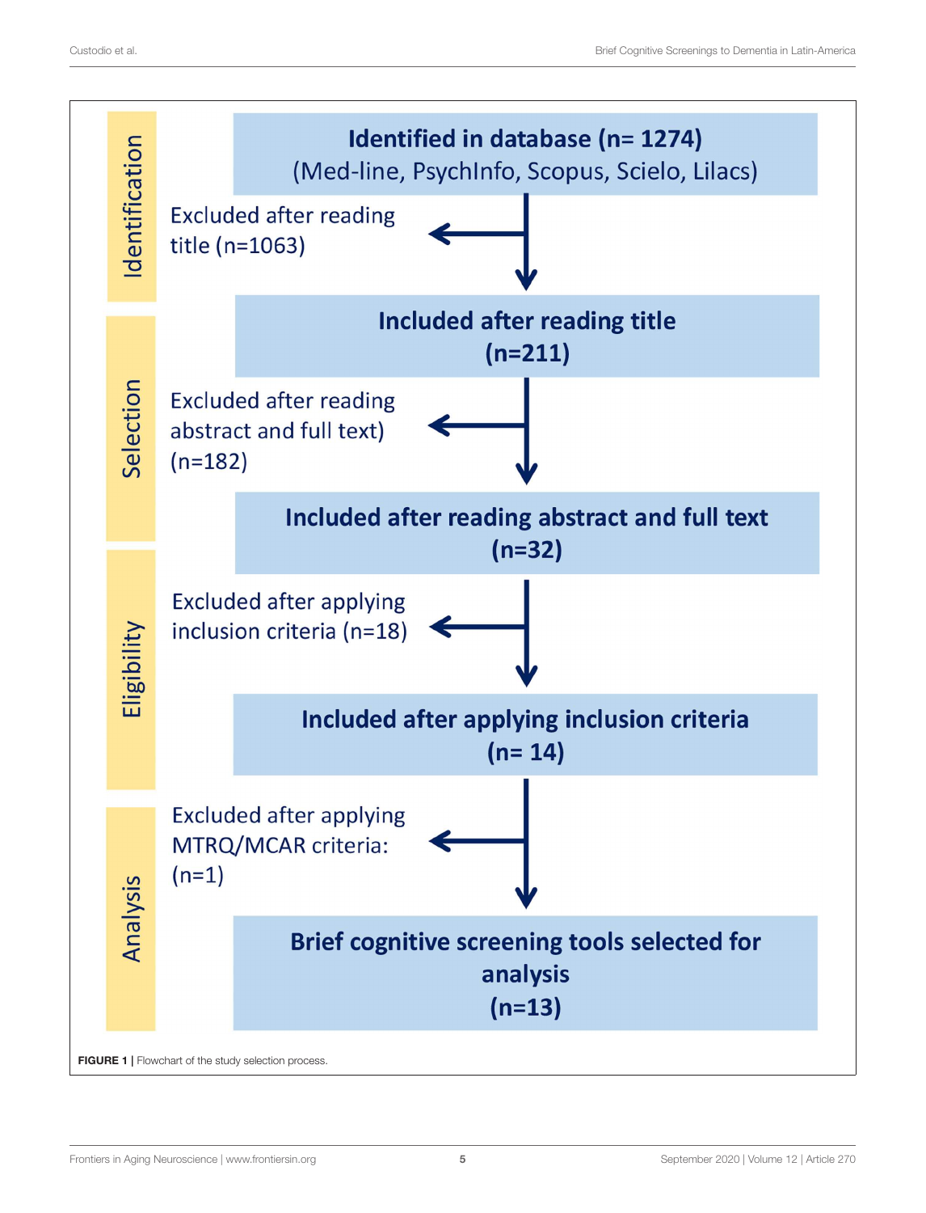**Identification**

**Identified in database (n= 1274)**
(Med-line, PsychInfo, Scopus, Scielo, Lilacs)

Excluded after reading title (n=1063)

**Selection**

**Included after reading title (n=211)**

Excluded after reading abstract and full text) (n=182)

**Included after reading abstract and full text (n=32)**

**Eligibility**

Excluded after applying inclusion criteria (n=18)

**Included after applying inclusion criteria (n= 14)**

**Analysis**

Excluded after applying MTRQ/MCAR criteria: (n=1)

**Brief cognitive screening tools selected for analysis (n=13)**

**FIGURE 1** | Flowchart of the study selection process.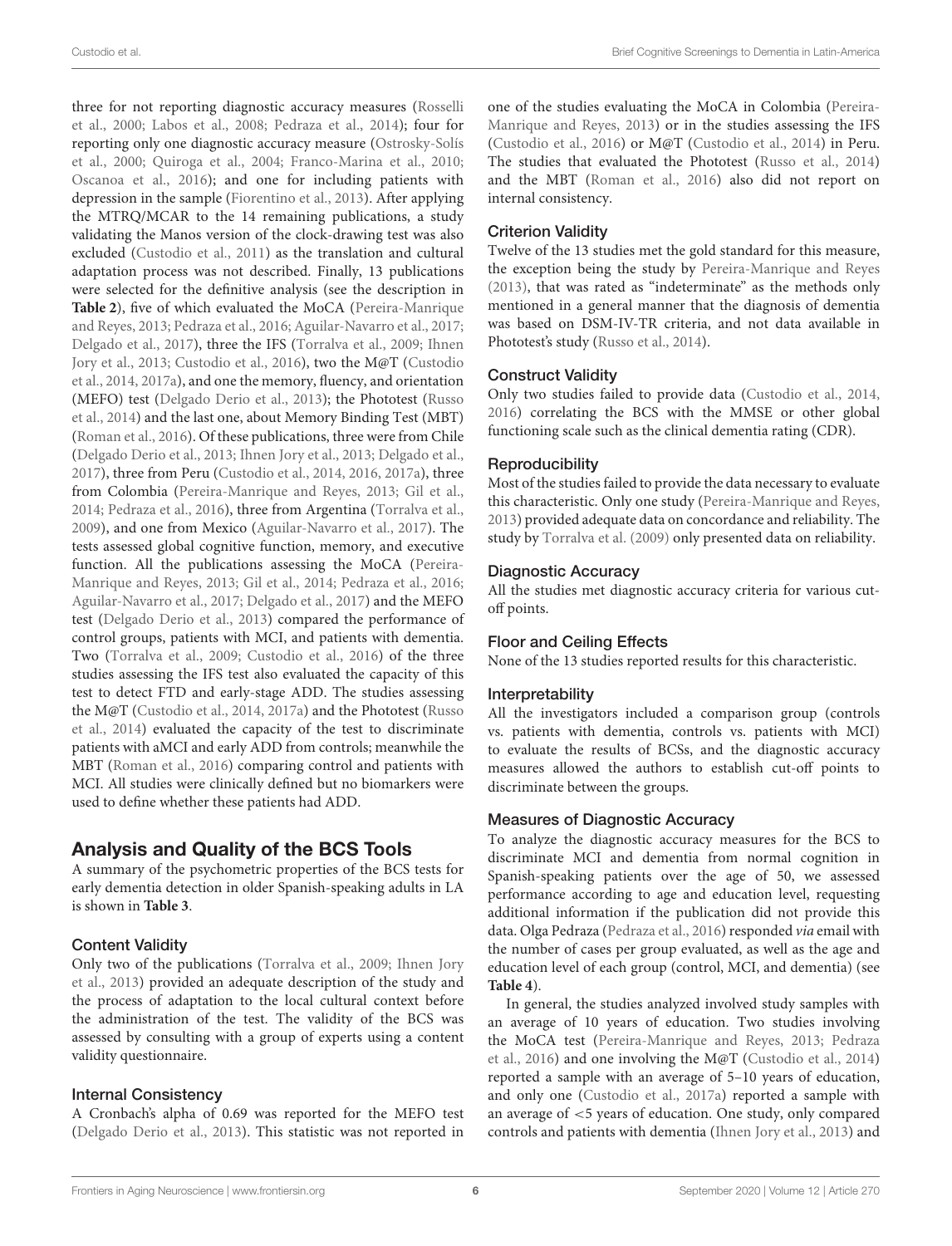three for not reporting diagnostic accuracy measures (Rosselli et al., 2000; Labos et al., 2008; Pedraza et al., 2014); four for reporting only one diagnostic accuracy measure (Ostrosky-Solís et al., 2000; Quiroga et al., 2004; Franco-Marina et al., 2010; Oscanoa et al., 2016); and one for including patients with depression in the sample (Fiorentino et al., 2013). After applying the MTRQ/MCAR to the 14 remaining publications, a study validating the Manos version of the clock-drawing test was also excluded (Custodio et al., 2011) as the translation and cultural adaptation process was not described. Finally, 13 publications were selected for the definitive analysis (see the description in **Table 2**), five of which evaluated the MoCA (Pereira-Manrique and Reyes, 2013; Pedraza et al., 2016; Aguilar-Navarro et al., 2017; Delgado et al., 2017), three the IFS (Torralva et al., 2009; Ihnen Jory et al., 2013; Custodio et al., 2016), two the M@T (Custodio et al., 2014, 2017a), and one the memory, fluency, and orientation (MEFO) test (Delgado Derio et al., 2013); the Phototest (Russo et al., 2014) and the last one, about Memory Binding Test (MBT) (Roman et al., 2016). Of these publications, three were from Chile (Delgado Derio et al., 2013; Ihnen Jory et al., 2013; Delgado et al., 2017), three from Peru (Custodio et al., 2014, 2016, 2017a), three from Colombia (Pereira-Manrique and Reyes, 2013; Gil et al., 2014; Pedraza et al., 2016), three from Argentina (Torralva et al., 2009), and one from Mexico (Aguilar-Navarro et al., 2017). The tests assessed global cognitive function, memory, and executive function. All the publications assessing the MoCA (Pereira-Manrique and Reyes, 2013; Gil et al., 2014; Pedraza et al., 2016; Aguilar-Navarro et al., 2017; Delgado et al., 2017) and the MEFO test (Delgado Derio et al., 2013) compared the performance of control groups, patients with MCI, and patients with dementia. Two (Torralva et al., 2009; Custodio et al., 2016) of the three studies assessing the IFS test also evaluated the capacity of this test to detect FTD and early-stage ADD. The studies assessing the M@T (Custodio et al., 2014, 2017a) and the Phototest (Russo et al., 2014) evaluated the capacity of the test to discriminate patients with aMCI and early ADD from controls; meanwhile the MBT (Roman et al., 2016) comparing control and patients with MCI. All studies were clinically defined but no biomarkers were used to define whether these patients had ADD.

## Analysis and Quality of the BCS Tools

A summary of the psychometric properties of the BCS tests for early dementia detection in older Spanish-speaking adults in LA is shown in **Table 3**.

### Content Validity

Only two of the publications (Torralva et al., 2009; Ihnen Jory et al., 2013) provided an adequate description of the study and the process of adaptation to the local cultural context before the administration of the test. The validity of the BCS was assessed by consulting with a group of experts using a content validity questionnaire.

### Internal Consistency

A Cronbach's alpha of 0.69 was reported for the MEFO test (Delgado Derio et al., 2013). This statistic was not reported in one of the studies evaluating the MoCA in Colombia (Pereira-Manrique and Reyes, 2013) or in the studies assessing the IFS (Custodio et al., 2016) or M@T (Custodio et al., 2014) in Peru. The studies that evaluated the Phototest (Russo et al., 2014) and the MBT (Roman et al., 2016) also did not report on internal consistency.

### Criterion Validity

Twelve of the 13 studies met the gold standard for this measure, the exception being the study by Pereira-Manrique and Reyes (2013), that was rated as "indeterminate" as the methods only mentioned in a general manner that the diagnosis of dementia was based on DSM-IV-TR criteria, and not data available in Phototest's study (Russo et al., 2014).

### Construct Validity

Only two studies failed to provide data (Custodio et al., 2014, 2016) correlating the BCS with the MMSE or other global functioning scale such as the clinical dementia rating (CDR).

### Reproducibility

Most of the studies failed to provide the data necessary to evaluate this characteristic. Only one study (Pereira-Manrique and Reyes, 2013) provided adequate data on concordance and reliability. The study by Torralva et al. (2009) only presented data on reliability.

### Diagnostic Accuracy

All the studies met diagnostic accuracy criteria for various cut-off points.

### Floor and Ceiling Effects

None of the 13 studies reported results for this characteristic.

### Interpretability

All the investigators included a comparison group (controls vs. patients with dementia, controls vs. patients with MCI) to evaluate the results of BCSs, and the diagnostic accuracy measures allowed the authors to establish cut-off points to discriminate between the groups.

### Measures of Diagnostic Accuracy

To analyze the diagnostic accuracy measures for the BCS to discriminate MCI and dementia from normal cognition in Spanish-speaking patients over the age of 50, we assessed performance according to age and education level, requesting additional information if the publication did not provide this data. Olga Pedraza (Pedraza et al., 2016) responded *via* email with the number of cases per group evaluated, as well as the age and education level of each group (control, MCI, and dementia) (see **Table 4**).

In general, the studies analyzed involved study samples with an average of 10 years of education. Two studies involving the MoCA test (Pereira-Manrique and Reyes, 2013; Pedraza et al., 2016) and one involving the M@T (Custodio et al., 2014) reported a sample with an average of 5–10 years of education, and only one (Custodio et al., 2017a) reported a sample with an average of <5 years of education. One study, only compared controls and patients with dementia (Ihnen Jory et al., 2013) and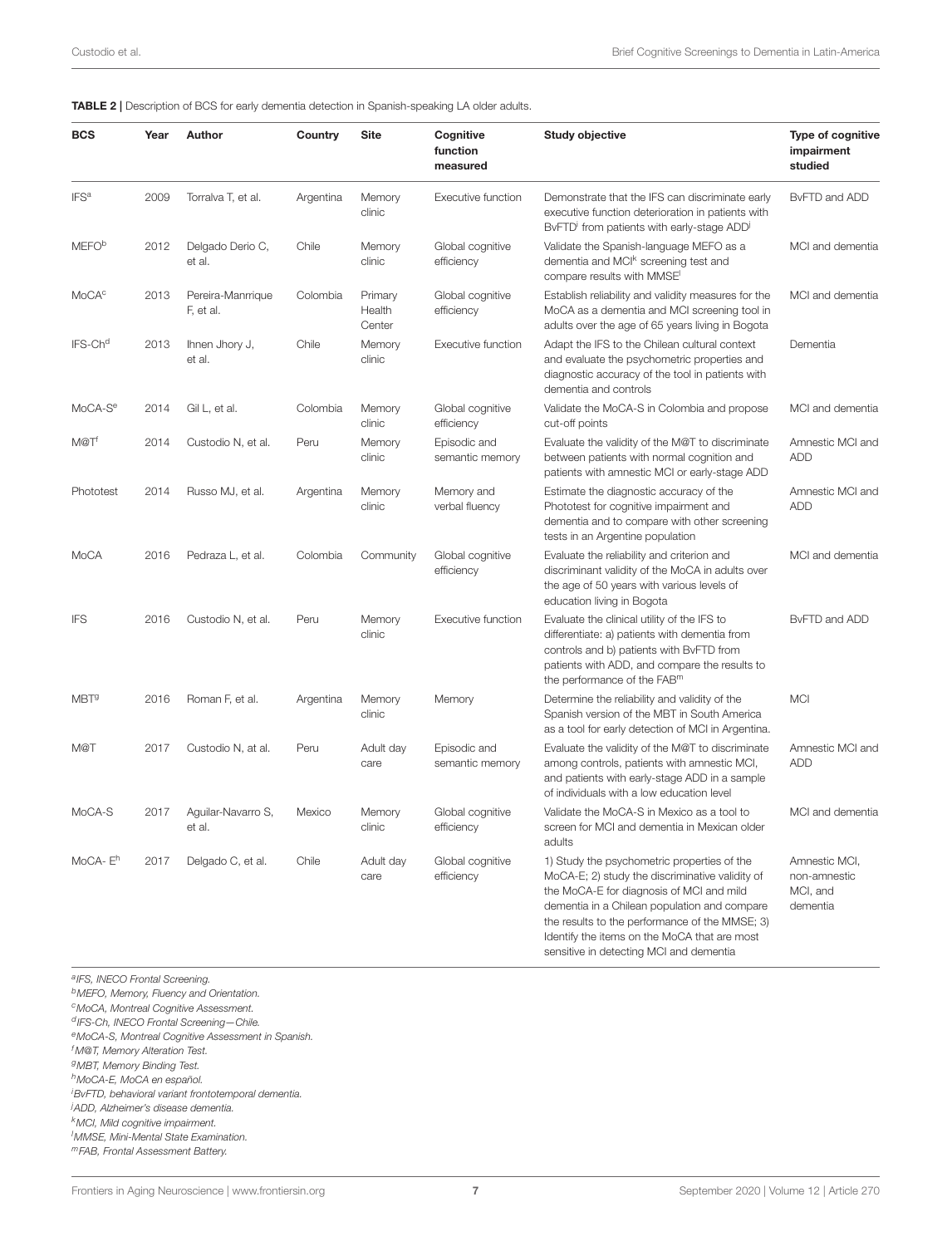**TABLE 2 |** Description of BCS for early dementia detection in Spanish-speaking LA older adults.

| BCS | Year | Author | Country | Site | Cognitive function measured | Study objective | Type of cognitive impairment studied |
|---|---|---|---|---|---|---|---|
| IFS[a] | 2009 | Torralva T, et al. | Argentina | Memory clinic | Executive function | Demonstrate that the IFS can discriminate early executive function deterioration in patients with BvFTD[i] from patients with early-stage ADD[j] | BvFTD and ADD |
| MEFO[b] | 2012 | Delgado Derio C, et al. | Chile | Memory clinic | Global cognitive efficiency | Validate the Spanish-language MEFO as a dementia and MCI[k] screening test and compare results with MMSE[l] | MCI and dementia |
| MoCA[c] | 2013 | Pereira-Manrrique F, et al. | Colombia | Primary Health Center | Global cognitive efficiency | Establish reliability and validity measures for the MoCA as a dementia and MCI screening tool in adults over the age of 65 years living in Bogota | MCI and dementia |
| IFS-Ch[d] | 2013 | Ihnen Jhory J, et al. | Chile | Memory clinic | Executive function | Adapt the IFS to the Chilean cultural context and evaluate the psychometric properties and diagnostic accuracy of the tool in patients with dementia and controls | Dementia |
| MoCA-S[e] | 2014 | Gil L, et al. | Colombia | Memory clinic | Global cognitive efficiency | Validate the MoCA-S in Colombia and propose cut-off points | MCI and dementia |
| M@T[f] | 2014 | Custodio N, et al. | Peru | Memory clinic | Episodic and semantic memory | Evaluate the validity of the M@T to discriminate between patients with normal cognition and patients with amnestic MCI or early-stage ADD | Amnestic MCI and ADD |
| Phototest | 2014 | Russo MJ, et al. | Argentina | Memory clinic | Memory and verbal fluency | Estimate the diagnostic accuracy of the Phototest for cognitive impairment and dementia and to compare with other screening tests in an Argentine population | Amnestic MCI and ADD |
| MoCA | 2016 | Pedraza L, et al. | Colombia | Community | Global cognitive efficiency | Evaluate the reliability and criterion and discriminant validity of the MoCA in adults over the age of 50 years with various levels of education living in Bogota | MCI and dementia |
| IFS | 2016 | Custodio N, et al. | Peru | Memory clinic | Executive function | Evaluate the clinical utility of the IFS to differentiate: a) patients with dementia from controls and b) patients with BvFTD from patients with ADD, and compare the results to the performance of the FAB[m] | BvFTD and ADD |
| MBT[g] | 2016 | Roman F, et al. | Argentina | Memory clinic | Memory | Determine the reliability and validity of the Spanish version of the MBT in South America as a tool for early detection of MCI in Argentina. | MCI |
| M@T | 2017 | Custodio N, at al. | Peru | Adult day care | Episodic and semantic memory | Evaluate the validity of the M@T to discriminate among controls, patients with amnestic MCI, and patients with early-stage ADD in a sample of individuals with a low education level | Amnestic MCI and ADD |
| MoCA-S | 2017 | Aguilar-Navarro S, et al. | Mexico | Memory clinic | Global cognitive efficiency | Validate the MoCA-S in Mexico as a tool to screen for MCI and dementia in Mexican older adults | MCI and dementia |
| MoCA- E[h] | 2017 | Delgado C, et al. | Chile | Adult day care | Global cognitive efficiency | 1) Study the psychometric properties of the MoCA-E; 2) study the discriminative validity of the MoCA-E for diagnosis of MCI and mild dementia in a Chilean population and compare the results to the performance of the MMSE; 3) Identify the items on the MoCA that are most sensitive in detecting MCI and dementia | Amnestic MCI, non-amnestic MCI, and dementia |

[a]*IFS, INECO Frontal Screening.*
[b]*MEFO, Memory, Fluency and Orientation.*
[c]*MoCA, Montreal Cognitive Assessment.*
[d]*IFS-Ch, INECO Frontal Screening—Chile.*
[e]*MoCA-S, Montreal Cognitive Assessment in Spanish.*
[f]*M@T, Memory Alteration Test.*
[g]*MBT, Memory Binding Test.*
[h]*MoCA-E, MoCA en español.*
[i]*BvFTD, behavioral variant frontotemporal dementia.*
[j]*ADD, Alzheimer's disease dementia.*
[k]*MCI, Mild cognitive impairment.*
[l]*MMSE, Mini-Mental State Examination.*
[m]*FAB, Frontal Assessment Battery.*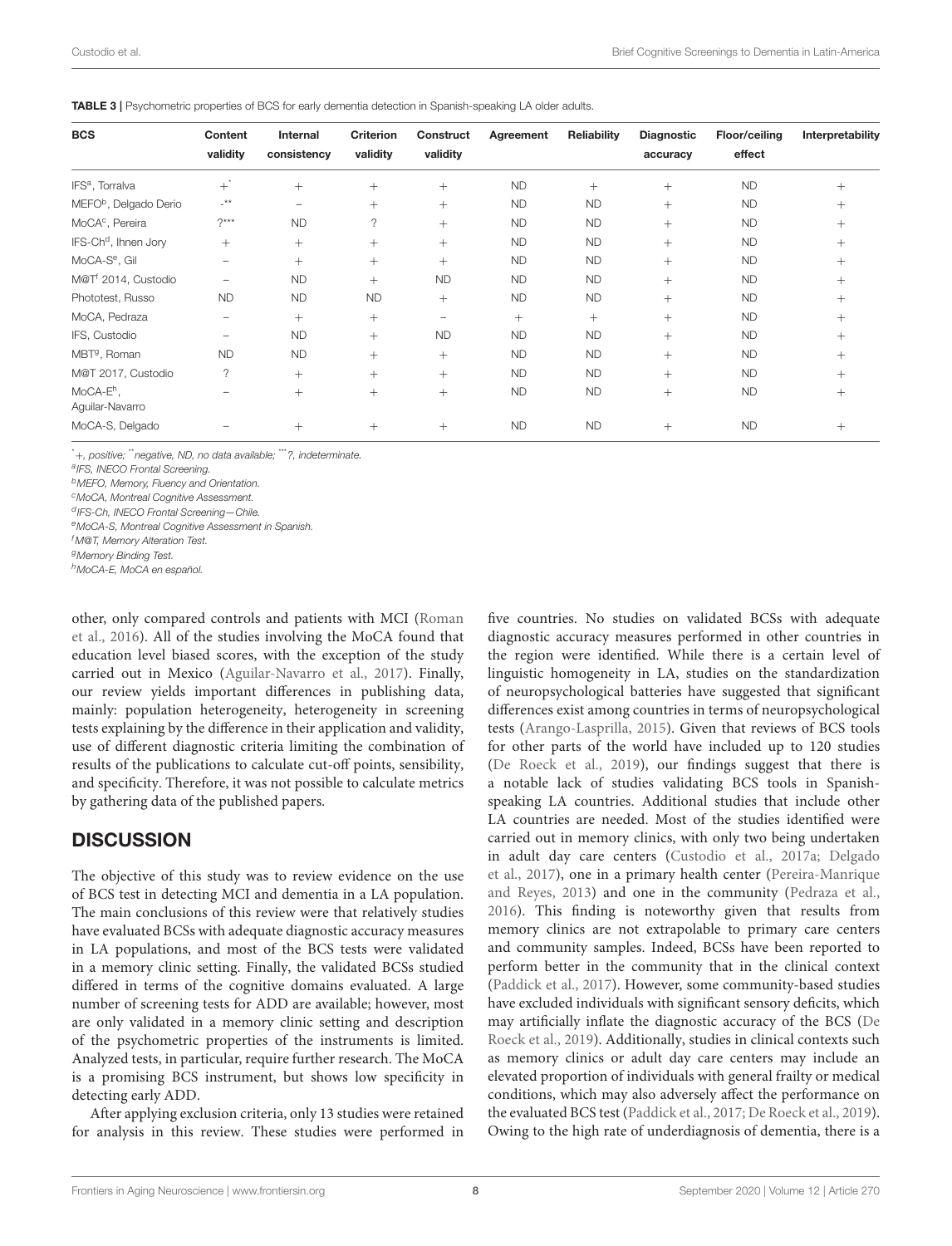**TABLE 3 |** Psychometric properties of BCS for early dementia detection in Spanish-speaking LA older adults.

| BCS | Content validity | Internal consistency | Criterion validity | Construct validity | Agreement | Reliability | Diagnostic accuracy | Floor/ceiling effect | Interpretability |
|---|---|---|---|---|---|---|---|---|---|
| IFS[a], Torralva | +[*] | + | + | + | ND | + | + | ND | + |
| MEFO[b], Delgado Derio | -[**] | − | + | + | ND | ND | + | ND | + |
| MoCA[c], Pereira | ?[***] | ND | ? | + | ND | ND | + | ND | + |
| IFS-Ch[d], Ihnen Jory | + | + | + | + | ND | ND | + | ND | + |
| MoCA-S[e], Gil | − | + | + | + | ND | ND | + | ND | + |
| M@T[f] 2014, Custodio | − | ND | + | ND | ND | ND | + | ND | + |
| Phototest, Russo | ND | ND | ND | + | ND | ND | + | ND | + |
| MoCA, Pedraza | − | + | + | − | + | + | + | ND | + |
| IFS, Custodio | − | ND | + | ND | ND | ND | + | ND | + |
| MBT[g], Roman | ND | ND | + | + | ND | ND | + | ND | + |
| M@T 2017, Custodio | ? | + | + | + | ND | ND | + | ND | + |
| MoCA-E[h], Aguilar-Navarro | − | + | + | + | ND | ND | + | ND | + |
| MoCA-S, Delgado | − | + | + | + | ND | ND | + | ND | + |

[*]+, positive; [**]negative, ND, no data available; [***]?, indeterminate.
[a]IFS, INECO Frontal Screening.
[b]MEFO, Memory, Fluency and Orientation.
[c]MoCA, Montreal Cognitive Assessment.
[d]IFS-Ch, INECO Frontal Screening—Chile.
[e]MoCA-S, Montreal Cognitive Assessment in Spanish.
[f]M@T, Memory Alteration Test.
[g]Memory Binding Test.
[h]MoCA-E, MoCA en español.

other, only compared controls and patients with MCI (Roman et al., 2016). All of the studies involving the MoCA found that education level biased scores, with the exception of the study carried out in Mexico (Aguilar-Navarro et al., 2017). Finally, our review yields important differences in publishing data, mainly: population heterogeneity, heterogeneity in screening tests explaining by the difference in their application and validity, use of different diagnostic criteria limiting the combination of results of the publications to calculate cut-off points, sensibility, and specificity. Therefore, it was not possible to calculate metrics by gathering data of the published papers.

## DISCUSSION

The objective of this study was to review evidence on the use of BCS test in detecting MCI and dementia in a LA population. The main conclusions of this review were that relatively studies have evaluated BCSs with adequate diagnostic accuracy measures in LA populations, and most of the BCS tests were validated in a memory clinic setting. Finally, the validated BCSs studied differed in terms of the cognitive domains evaluated. A large number of screening tests for ADD are available; however, most are only validated in a memory clinic setting and description of the psychometric properties of the instruments is limited. Analyzed tests, in particular, require further research. The MoCA is a promising BCS instrument, but shows low specificity in detecting early ADD.

After applying exclusion criteria, only 13 studies were retained for analysis in this review. These studies were performed in five countries. No studies on validated BCSs with adequate diagnostic accuracy measures performed in other countries in the region were identified. While there is a certain level of linguistic homogeneity in LA, studies on the standardization of neuropsychological batteries have suggested that significant differences exist among countries in terms of neuropsychological tests (Arango-Lasprilla, 2015). Given that reviews of BCS tools for other parts of the world have included up to 120 studies (De Roeck et al., 2019), our findings suggest that there is a notable lack of studies validating BCS tools in Spanish-speaking LA countries. Additional studies that include other LA countries are needed. Most of the studies identified were carried out in memory clinics, with only two being undertaken in adult day care centers (Custodio et al., 2017a; Delgado et al., 2017), one in a primary health center (Pereira-Manrique and Reyes, 2013) and one in the community (Pedraza et al., 2016). This finding is noteworthy given that results from memory clinics are not extrapolable to primary care centers and community samples. Indeed, BCSs have been reported to perform better in the community that in the clinical context (Paddick et al., 2017). However, some community-based studies have excluded individuals with significant sensory deficits, which may artificially inflate the diagnostic accuracy of the BCS (De Roeck et al., 2019). Additionally, studies in clinical contexts such as memory clinics or adult day care centers may include an elevated proportion of individuals with general frailty or medical conditions, which may also adversely affect the performance on the evaluated BCS test (Paddick et al., 2017; De Roeck et al., 2019). Owing to the high rate of underdiagnosis of dementia, there is a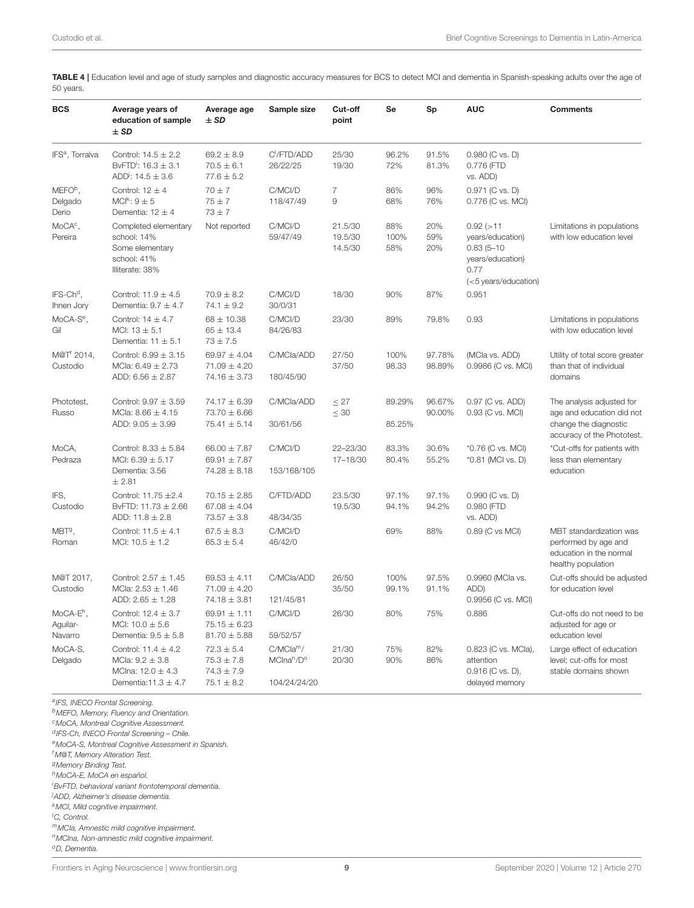**TABLE 4 |** Education level and age of study samples and diagnostic accuracy measures for BCS to detect MCI and dementia in Spanish-speaking adults over the age of 50 years.

| BCS | Average years of education of sample ± *SD* | Average age ± *SD* | Sample size | Cut-off point | Se | Sp | AUC | Comments |
|---|---|---|---|---|---|---|---|---|
| IFS[a], Torralva | Control: 14.5 ± 2.2<br>BvFTD[i]: 16.3 ± 3.1<br>ADD[j]: 14.5 ± 3.6 | 69.2 ± 8.9<br>70.5 ± 6.1<br>77.6 ± 5.2 | C[l]/FTD/ADD<br>26/22/25 | 25/30<br>19/30 | 96.2%<br>72% | 91.5%<br>81.3% | 0.980 (C vs. D)<br>0.776 (FTD vs. ADD) | |
| MEFO[b], Delgado Derio | Control: 12 ± 4<br>MCI[k]: 9 ± 5<br>Dementia: 12 ± 4 | 70 ± 7<br>75 ± 7<br>73 ± 7 | C/MCI/D<br>118/47/49 | 7<br>9 | 86%<br>68% | 96%<br>76% | 0.971 (C vs. D)<br>0.776 (C vs. MCI) | |
| MoCA[c], Pereira | Completed elementary school: 14%<br>Some elementary school: 41%<br>Illiterate: 38% | Not reported | C/MCI/D<br>59/47/49 | 21.5/30<br>19.5/30<br>14.5/30 | 88%<br>100%<br>58% | 20%<br>59%<br>20% | 0.92 (>11 years/education)<br>0.83 (5–10 years/education)<br>0.77 (<5 years/education) | Limitations in populations with low education level |
| IFS-Ch[d], Ihnen Jory | Control: 11.9 ± 4.5<br>Dementia: 9.7 ± 4.7 | 70.9 ± 8.2<br>74.1 ± 9.2 | C/MCI/D<br>30/0/31 | 18/30 | 90% | 87% | 0.951 | |
| MoCA-S[e], Gil | Control: 14 ± 4.7<br>MCI: 13 ± 5.1<br>Dementia: 11 ± 5.1 | 68 ± 10.38<br>65 ± 13.4<br>73 ± 7.5 | C/MCI/D<br>84/26/83 | 23/30 | 89% | 79.8% | 0.93 | Limitations in populations with low education level |
| M@T[f] 2014, Custodio | Control: 6.99 ± 3.15<br>MCIa: 6.49 ± 2.73<br>ADD: 6.56 ± 2.87 | 69.97 ± 4.04<br>71.09 ± 4.20<br>74.16 ± 3.73 | C/MCIa/ADD<br>180/45/90 | 27/50<br>37/50 | 100%<br>98.33 | 97.78%<br>98.89% | (MCIa vs. ADD)<br>0.9986 (C vs. MCI) | Utility of total score greater than that of individual domains |
| Phototest, Russo | Control: 9.97 ± 3.59<br>MCIa: 8.66 ± 4.15<br>ADD: 9.05 ± 3.99 | 74.17 ± 6.39<br>73.70 ± 6.66<br>75.41 ± 5.14 | C/MCIa/ADD<br>30/61/56 | ≤ 27<br>≤ 30 | 89.29%<br>85.25% | 96.67%<br>90.00% | 0.97 (C vs. ADD)<br>0.93 (C vs. MCI) | The analysis adjusted for age and education did not change the diagnostic accuracy of the Phototest. |
| MoCA, Pedraza | Control: 8.33 ± 5.84<br>MCI: 6.39 ± 5.17<br>Dementia: 3.56 ± 2.81 | 66.00 ± 7.87<br>69.91 ± 7.87<br>74.28 ± 8.18 | C/MCI/D<br>153/168/105 | 22–23/30<br>17–18/30 | 83.3%<br>80.4% | 30.6%<br>55.2% | *0.76 (C vs. MCI)<br>*0.81 (MCI vs. D) | *Cut-offs for patients with less than elementary education |
| IFS, Custodio | Control: 11.75 ±2.4<br>BvFTD: 11.73 ± 2.66<br>ADD: 11.8 ± 2.8 | 70.15 ± 2.85<br>67.08 ± 4.04<br>73.57 ± 3.8 | C/FTD/ADD<br>48/34/35 | 23.5/30<br>19.5/30 | 97.1%<br>94.1% | 97.1%<br>94.2% | 0.990 (C vs. D)<br>0.980 (FTD vs. ADD) | |
| MBT[g], Roman | Control: 11.5 ± 4.1<br>MCI: 10.5 ± 1.2 | 67.5 ± 8.3<br>65.3 ± 5.4 | C/MCI/D<br>46/42/0 | | 69% | 88% | 0.89 (C vs MCI) | MBT standardization was performed by age and education in the normal healthy population |
| M@T 2017, Custodio | Control: 2.57 ± 1.45<br>MCIa: 2.53 ± 1.46<br>ADD: 2.65 ± 1.28 | 69.53 ± 4.11<br>71.09 ± 4.20<br>74.18 ± 3.81 | C/MCIa/ADD<br>121/45/81 | 26/50<br>35/50 | 100%<br>99.1% | 97.5%<br>91.1% | 0.9960 (MCIa vs. ADD)<br>0.9956 (C vs. MCI) | Cut-offs should be adjusted for education level |
| MoCA-E[h], Aguilar-Navarro | Control: 12.4 ± 3.7<br>MCI: 10.0 ± 5.6<br>Dementia: 9.5 ± 5.8 | 69.91 ± 1.11<br>75.15 ± 6.23<br>81.70 ± 5.88 | C/MCI/D<br>59/52/57 | 26/30 | 80% | 75% | 0.886 | Cut-offs do not need to be adjusted for age or education level |
| MoCA-S, Delgado | Control: 11.4 ± 4.2<br>MCIa: 9.2 ± 3.8<br>MCIna: 12.0 ± 4.3<br>Dementia:11.3 ± 4.7 | 72.3 ± 5.4<br>75.3 ± 7.8<br>74.3 ± 7.9<br>75.1 ± 8.2 | C/MCIa[m]/MCIna[n]/D[o]<br>104/24/24/20 | 21/30<br>20/30 | 75%<br>90% | 82%<br>86% | 0.823 (C vs. MCIa), attention<br>0.916 (C vs. D), delayed memory | Large effect of education level; cut-offs for most stable domains shown |

[a] *IFS, INECO Frontal Screening.*
[b] *MEFO, Memory, Fluency and Orientation.*
[c] *MoCA, Montreal Cognitive Assessment.*
[d] *IFS-Ch, INECO Frontal Screening – Chile.*
[e] *MoCA-S, Montreal Cognitive Assessment in Spanish.*
[f] *M@T, Memory Alteration Test.*
[g] *Memory Binding Test.*
[h] *MoCA-E, MoCA en español.*
[i] *BvFTD, behavioral variant frontotemporal dementia.*
[j] *ADD, Alzheimer's disease dementia.*
[k] *MCI, Mild cognitive impairment.*
[l] *C, Control.*
[m] *MCIa, Amnestic mild cognitive impairment.*
[n] *MCIna, Non-amnestic mild cognitive impairment.*
[o] *D, Dementia.*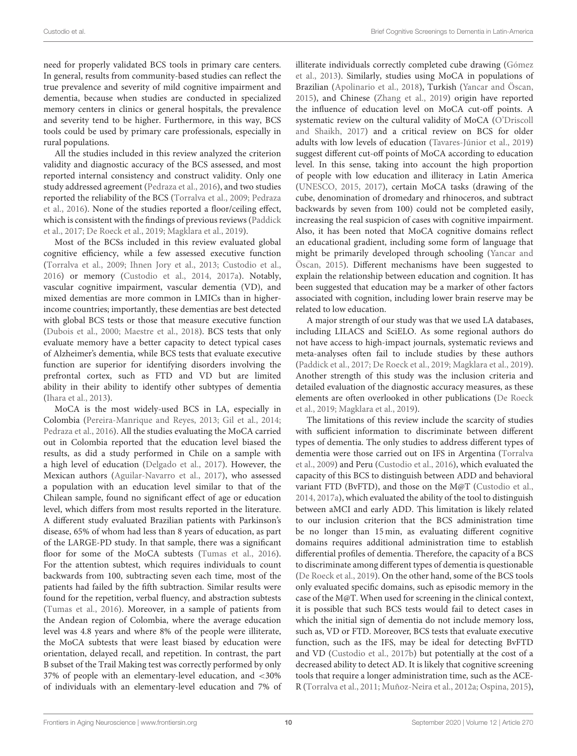need for properly validated BCS tools in primary care centers. In general, results from community-based studies can reflect the true prevalence and severity of mild cognitive impairment and dementia, because when studies are conducted in specialized memory centers in clinics or general hospitals, the prevalence and severity tend to be higher. Furthermore, in this way, BCS tools could be used by primary care professionals, especially in rural populations.

All the studies included in this review analyzed the criterion validity and diagnostic accuracy of the BCS assessed, and most reported internal consistency and construct validity. Only one study addressed agreement (Pedraza et al., 2016), and two studies reported the reliability of the BCS (Torralva et al., 2009; Pedraza et al., 2016). None of the studies reported a floor/ceiling effect, which is consistent with the findings of previous reviews (Paddick et al., 2017; De Roeck et al., 2019; Magklara et al., 2019).

Most of the BCSs included in this review evaluated global cognitive efficiency, while a few assessed executive function (Torralva et al., 2009; Ihnen Jory et al., 2013; Custodio et al., 2016) or memory (Custodio et al., 2014, 2017a). Notably, vascular cognitive impairment, vascular dementia (VD), and mixed dementias are more common in LMICs than in higher-income countries; importantly, these dementias are best detected with global BCS tests or those that measure executive function (Dubois et al., 2000; Maestre et al., 2018). BCS tests that only evaluate memory have a better capacity to detect typical cases of Alzheimer's dementia, while BCS tests that evaluate executive function are superior for identifying disorders involving the prefrontal cortex, such as FTD and VD but are limited ability in their ability to identify other subtypes of dementia (Ihara et al., 2013).

MoCA is the most widely-used BCS in LA, especially in Colombia (Pereira-Manrique and Reyes, 2013; Gil et al., 2014; Pedraza et al., 2016). All the studies evaluating the MoCA carried out in Colombia reported that the education level biased the results, as did a study performed in Chile on a sample with a high level of education (Delgado et al., 2017). However, the Mexican authors (Aguilar-Navarro et al., 2017), who assessed a population with an education level similar to that of the Chilean sample, found no significant effect of age or education level, which differs from most results reported in the literature. A different study evaluated Brazilian patients with Parkinson's disease, 65% of whom had less than 8 years of education, as part of the LARGE-PD study. In that sample, there was a significant floor for some of the MoCA subtests (Tumas et al., 2016). For the attention subtest, which requires individuals to count backwards from 100, subtracting seven each time, most of the patients had failed by the fifth subtraction. Similar results were found for the repetition, verbal fluency, and abstraction subtests (Tumas et al., 2016). Moreover, in a sample of patients from the Andean region of Colombia, where the average education level was 4.8 years and where 8% of the people were illiterate, the MoCA subtests that were least biased by education were orientation, delayed recall, and repetition. In contrast, the part B subset of the Trail Making test was correctly performed by only 37% of people with an elementary-level education, and <30% of individuals with an elementary-level education and 7% of illiterate individuals correctly completed cube drawing (Gómez et al., 2013). Similarly, studies using MoCA in populations of Brazilian (Apolinario et al., 2018), Turkish (Yancar and Öscan, 2015), and Chinese (Zhang et al., 2019) origin have reported the influence of education level on MoCA cut-off points. A systematic review on the cultural validity of MoCA (O'Driscoll and Shaikh, 2017) and a critical review on BCS for older adults with low levels of education (Tavares-Júnior et al., 2019) suggest different cut-off points of MoCA according to education level. In this sense, taking into account the high proportion of people with low education and illiteracy in Latin America (UNESCO, 2015, 2017), certain MoCA tasks (drawing of the cube, denomination of dromedary and rhinoceros, and subtract backwards by seven from 100) could not be completed easily, increasing the real suspicion of cases with cognitive impairment. Also, it has been noted that MoCA cognitive domains reflect an educational gradient, including some form of language that might be primarily developed through schooling (Yancar and Öscan, 2015). Different mechanisms have been suggested to explain the relationship between education and cognition. It has been suggested that education may be a marker of other factors associated with cognition, including lower brain reserve may be related to low education.

A major strength of our study was that we used LA databases, including LILACS and SciELO. As some regional authors do not have access to high-impact journals, systematic reviews and meta-analyses often fail to include studies by these authors (Paddick et al., 2017; De Roeck et al., 2019; Magklara et al., 2019). Another strength of this study was the inclusion criteria and detailed evaluation of the diagnostic accuracy measures, as these elements are often overlooked in other publications (De Roeck et al., 2019; Magklara et al., 2019).

The limitations of this review include the scarcity of studies with sufficient information to discriminate between different types of dementia. The only studies to address different types of dementia were those carried out on IFS in Argentina (Torralva et al., 2009) and Peru (Custodio et al., 2016), which evaluated the capacity of this BCS to distinguish between ADD and behavioral variant FTD (BvFTD), and those on the M@T (Custodio et al., 2014, 2017a), which evaluated the ability of the tool to distinguish between aMCI and early ADD. This limitation is likely related to our inclusion criterion that the BCS administration time be no longer than 15 min, as evaluating different cognitive domains requires additional administration time to establish differential profiles of dementia. Therefore, the capacity of a BCS to discriminate among different types of dementia is questionable (De Roeck et al., 2019). On the other hand, some of the BCS tools only evaluated specific domains, such as episodic memory in the case of the M@T. When used for screening in the clinical context, it is possible that such BCS tests would fail to detect cases in which the initial sign of dementia do not include memory loss, such as, VD or FTD. Moreover, BCS tests that evaluate executive function, such as the IFS, may be ideal for detecting BvFTD and VD (Custodio et al., 2017b) but potentially at the cost of a decreased ability to detect AD. It is likely that cognitive screening tools that require a longer administration time, such as the ACE-R (Torralva et al., 2011; Muñoz-Neira et al., 2012a; Ospina, 2015),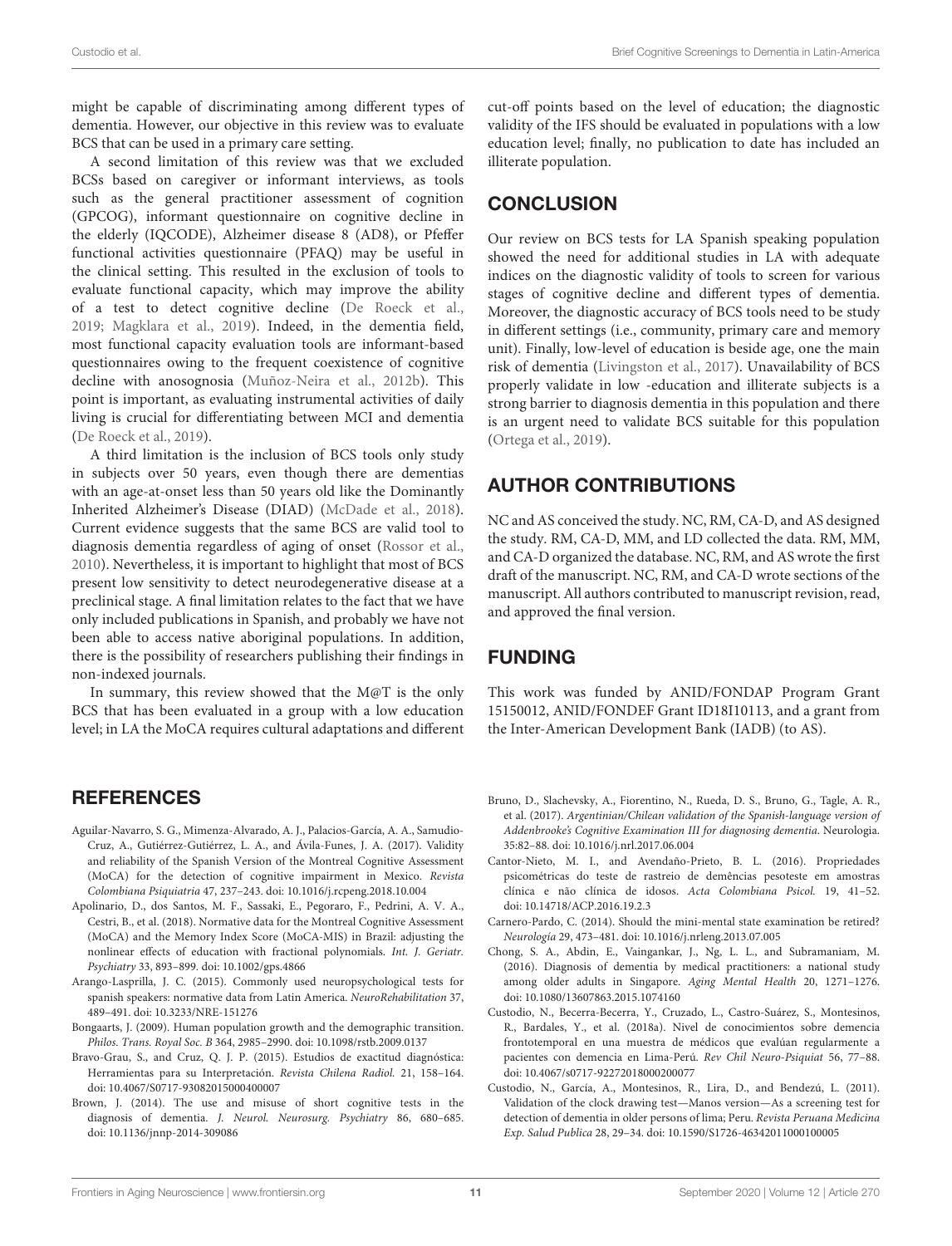might be capable of discriminating among different types of dementia. However, our objective in this review was to evaluate BCS that can be used in a primary care setting.

A second limitation of this review was that we excluded BCSs based on caregiver or informant interviews, as tools such as the general practitioner assessment of cognition (GPCOG), informant questionnaire on cognitive decline in the elderly (IQCODE), Alzheimer disease 8 (AD8), or Pfeffer functional activities questionnaire (PFAQ) may be useful in the clinical setting. This resulted in the exclusion of tools to evaluate functional capacity, which may improve the ability of a test to detect cognitive decline (De Roeck et al., 2019; Magklara et al., 2019). Indeed, in the dementia field, most functional capacity evaluation tools are informant-based questionnaires owing to the frequent coexistence of cognitive decline with anosognosia (Muñoz-Neira et al., 2012b). This point is important, as evaluating instrumental activities of daily living is crucial for differentiating between MCI and dementia (De Roeck et al., 2019).

A third limitation is the inclusion of BCS tools only study in subjects over 50 years, even though there are dementias with an age-at-onset less than 50 years old like the Dominantly Inherited Alzheimer's Disease (DIAD) (McDade et al., 2018). Current evidence suggests that the same BCS are valid tool to diagnosis dementia regardless of aging of onset (Rossor et al., 2010). Nevertheless, it is important to highlight that most of BCS present low sensitivity to detect neurodegenerative disease at a preclinical stage. A final limitation relates to the fact that we have only included publications in Spanish, and probably we have not been able to access native aboriginal populations. In addition, there is the possibility of researchers publishing their findings in non-indexed journals.

In summary, this review showed that the M@T is the only BCS that has been evaluated in a group with a low education level; in LA the MoCA requires cultural adaptations and different cut-off points based on the level of education; the diagnostic validity of the IFS should be evaluated in populations with a low education level; finally, no publication to date has included an illiterate population.

## CONCLUSION

Our review on BCS tests for LA Spanish speaking population showed the need for additional studies in LA with adequate indices on the diagnostic validity of tools to screen for various stages of cognitive decline and different types of dementia. Moreover, the diagnostic accuracy of BCS tools need to be study in different settings (i.e., community, primary care and memory unit). Finally, low-level of education is beside age, one the main risk of dementia (Livingston et al., 2017). Unavailability of BCS properly validate in low -education and illiterate subjects is a strong barrier to diagnosis dementia in this population and there is an urgent need to validate BCS suitable for this population (Ortega et al., 2019).

## AUTHOR CONTRIBUTIONS

NC and AS conceived the study. NC, RM, CA-D, and AS designed the study. RM, CA-D, MM, and LD collected the data. RM, MM, and CA-D organized the database. NC, RM, and AS wrote the first draft of the manuscript. NC, RM, and CA-D wrote sections of the manuscript. All authors contributed to manuscript revision, read, and approved the final version.

## FUNDING

This work was funded by ANID/FONDAP Program Grant 15150012, ANID/FONDEF Grant ID18I10113, and a grant from the Inter-American Development Bank (IADB) (to AS).

## REFERENCES

Aguilar-Navarro, S. G., Mimenza-Alvarado, A. J., Palacios-García, A. A., Samudio-Cruz, A., Gutiérrez-Gutiérrez, L. A., and Ávila-Funes, J. A. (2017). Validity and reliability of the Spanish Version of the Montreal Cognitive Assessment (MoCA) for the detection of cognitive impairment in Mexico. *Revista Colombiana Psiquiatria* 47, 237–243. doi: 10.1016/j.rcpeng.2018.10.004

Apolinario, D., dos Santos, M. F., Sassaki, E., Pegoraro, F., Pedrini, A. V. A., Cestri, B., et al. (2018). Normative data for the Montreal Cognitive Assessment (MoCA) and the Memory Index Score (MoCA-MIS) in Brazil: adjusting the nonlinear effects of education with fractional polynomials. *Int. J. Geriatr. Psychiatry* 33, 893–899. doi: 10.1002/gps.4866

Arango-Lasprilla, J. C. (2015). Commonly used neuropsychological tests for spanish speakers: normative data from Latin America. *NeuroRehabilitation* 37, 489–491. doi: 10.3233/NRE-151276

Bongaarts, J. (2009). Human population growth and the demographic transition. *Philos. Trans. Royal Soc. B* 364, 2985–2990. doi: 10.1098/rstb.2009.0137

Bravo-Grau, S., and Cruz, Q. J. P. (2015). Estudios de exactitud diagnóstica: Herramientas para su Interpretación. *Revista Chilena Radiol.* 21, 158–164. doi: 10.4067/S0717-93082015000400007

Brown, J. (2014). The use and misuse of short cognitive tests in the diagnosis of dementia. *J. Neurol. Neurosurg. Psychiatry* 86, 680–685. doi: 10.1136/jnnp-2014-309086

Bruno, D., Slachevsky, A., Fiorentino, N., Rueda, D. S., Bruno, G., Tagle, A. R., et al. (2017). *Argentinian/Chilean validation of the Spanish-language version of Addenbrooke's Cognitive Examination III for diagnosing dementia.* Neurologia. 35:82–88. doi: 10.1016/j.nrl.2017.06.004

Cantor-Nieto, M. I., and Avendaño-Prieto, B. L. (2016). Propriedades psicométricas do teste de rastreio de demências pesoteste em amostras clínica e não clínica de idosos. *Acta Colombiana Psicol.* 19, 41–52. doi: 10.14718/ACP.2016.19.2.3

Carnero-Pardo, C. (2014). Should the mini-mental state examination be retired? *Neurología* 29, 473–481. doi: 10.1016/j.nrleng.2013.07.005

Chong, S. A., Abdin, E., Vaingankar, J., Ng, L. L., and Subramaniam, M. (2016). Diagnosis of dementia by medical practitioners: a national study among older adults in Singapore. *Aging Mental Health* 20, 1271–1276. doi: 10.1080/13607863.2015.1074160

Custodio, N., Becerra-Becerra, Y., Cruzado, L., Castro-Suárez, S., Montesinos, R., Bardales, Y., et al. (2018a). Nivel de conocimientos sobre demencia frontotemporal en una muestra de médicos que evalúan regularmente a pacientes con demencia en Lima-Perú. *Rev Chil Neuro-Psiquiat* 56, 77–88. doi: 10.4067/s0717-92272018000200077

Custodio, N., García, A., Montesinos, R., Lira, D., and Bendezú, L. (2011). Validation of the clock drawing test—Manos version—As a screening test for detection of dementia in older persons of lima; Peru. *Revista Peruana Medicina Exp. Salud Publica* 28, 29–34. doi: 10.1590/S1726-46342011000100005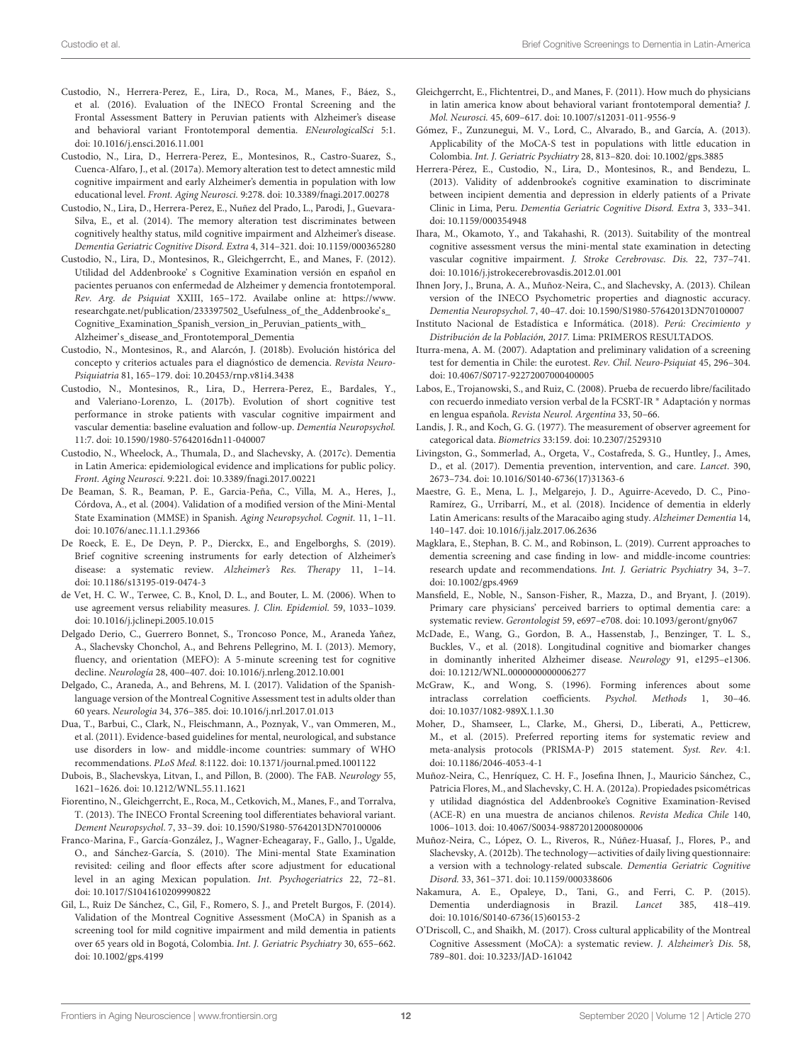Custodio, N., Herrera-Perez, E., Lira, D., Roca, M., Manes, F., Báez, S., et al. (2016). Evaluation of the INECO Frontal Screening and the Frontal Assessment Battery in Peruvian patients with Alzheimer's disease and behavioral variant Frontotemporal dementia. *ENeurologicalSci* 5:1. doi: 10.1016/j.ensci.2016.11.001

Custodio, N., Lira, D., Herrera-Perez, E., Montesinos, R., Castro-Suarez, S., Cuenca-Alfaro, J., et al. (2017a). Memory alteration test to detect amnestic mild cognitive impairment and early Alzheimer's dementia in population with low educational level. *Front. Aging Neurosci.* 9:278. doi: 10.3389/fnagi.2017.00278

Custodio, N., Lira, D., Herrera-Perez, E., Nuñez del Prado, L., Parodi, J., Guevara-Silva, E., et al. (2014). The memory alteration test discriminates between cognitively healthy status, mild cognitive impairment and Alzheimer's disease. *Dementia Geriatric Cognitive Disord. Extra* 4, 314–321. doi: 10.1159/000365280

Custodio, N., Lira, D., Montesinos, R., Gleichgerrcht, E., and Manes, F. (2012). Utilidad del Addenbrooke' s Cognitive Examination versión en español en pacientes peruanos con enfermedad de Alzheimer y demencia frontotemporal. *Rev. Arg. de Psiquiat* XXIII, 165–172. Availabe online at: https://www.researchgate.net/publication/233397502_Usefulness_of_the_Addenbrooke's_Cognitive_Examination_Spanish_version_in_Peruvian_patients_with_Alzheimer's_disease_and_Frontotemporal_Dementia

Custodio, N., Montesinos, R., and Alarcón, J. (2018b). Evolución histórica del concepto y criterios actuales para el diagnóstico de demencia. *Revista Neuro-Psiquiatria* 81, 165–179. doi: 10.20453/rnp.v81i4.3438

Custodio, N., Montesinos, R., Lira, D., Herrera-Perez, E., Bardales, Y., and Valeriano-Lorenzo, L. (2017b). Evolution of short cognitive test performance in stroke patients with vascular cognitive impairment and vascular dementia: baseline evaluation and follow-up. *Dementia Neuropsychol.* 11:7. doi: 10.1590/1980-57642016dn11-040007

Custodio, N., Wheelock, A., Thumala, D., and Slachevsky, A. (2017c). Dementia in Latin America: epidemiological evidence and implications for public policy. *Front. Aging Neurosci.* 9:221. doi: 10.3389/fnagi.2017.00221

De Beaman, S. R., Beaman, P. E., Garcia-Peña, C., Villa, M. A., Heres, J., Córdova, A., et al. (2004). Validation of a modified version of the Mini-Mental State Examination (MMSE) in Spanish. *Aging Neuropsychol. Cognit.* 11, 1–11. doi: 10.1076/anec.11.1.1.29366

De Roeck, E. E., De Deyn, P. P., Dierckx, E., and Engelborghs, S. (2019). Brief cognitive screening instruments for early detection of Alzheimer's disease: a systematic review. *Alzheimer's Res. Therapy* 11, 1–14. doi: 10.1186/s13195-019-0474-3

de Vet, H. C. W., Terwee, C. B., Knol, D. L., and Bouter, L. M. (2006). When to use agreement versus reliability measures. *J. Clin. Epidemiol.* 59, 1033–1039. doi: 10.1016/j.jclinepi.2005.10.015

Delgado Derio, C., Guerrero Bonnet, S., Troncoso Ponce, M., Araneda Yañez, A., Slachevsky Chonchol, A., and Behrens Pellegrino, M. I. (2013). Memory, fluency, and orientation (MEFO): A 5-minute screening test for cognitive decline. *Neurología* 28, 400–407. doi: 10.1016/j.nrleng.2012.10.001

Delgado, C., Araneda, A., and Behrens, M. I. (2017). Validation of the Spanish-language version of the Montreal Cognitive Assessment test in adults older than 60 years. *Neurologia* 34, 376–385. doi: 10.1016/j.nrl.2017.01.013

Dua, T., Barbui, C., Clark, N., Fleischmann, A., Poznyak, V., van Ommeren, M., et al. (2011). Evidence-based guidelines for mental, neurological, and substance use disorders in low- and middle-income countries: summary of WHO recommendations. *PLoS Med.* 8:1122. doi: 10.1371/journal.pmed.1001122

Dubois, B., Slachevskya, Litvan, I., and Pillon, B. (2000). The FAB. *Neurology* 55, 1621–1626. doi: 10.1212/WNL.55.11.1621

Fiorentino, N., Gleichgerrcht, E., Roca, M., Cetkovich, M., Manes, F., and Torralva, T. (2013). The INECO Frontal Screening tool differentiates behavioral variant. *Dement Neuropsychol.* 7, 33–39. doi: 10.1590/S1980-57642013DN70100006

Franco-Marina, F., García-González, J., Wagner-Echeagaray, F., Gallo, J., Ugalde, O., and Sánchez-García, S. (2010). The Mini-mental State Examination revisited: ceiling and floor effects after score adjustment for educational level in an aging Mexican population. *Int. Psychogeriatrics* 22, 72–81. doi: 10.1017/S1041610209990822

Gil, L., Ruiz De Sánchez, C., Gil, F., Romero, S. J., and Pretelt Burgos, F. (2014). Validation of the Montreal Cognitive Assessment (MoCA) in Spanish as a screening tool for mild cognitive impairment and mild dementia in patients over 65 years old in Bogotá, Colombia. *Int. J. Geriatric Psychiatry* 30, 655–662. doi: 10.1002/gps.4199

Gleichgerrcht, E., Flichtentrei, D., and Manes, F. (2011). How much do physicians in latin america know about behavioral variant frontotemporal dementia? *J. Mol. Neurosci.* 45, 609–617. doi: 10.1007/s12031-011-9556-9

Gómez, F., Zunzunegui, M. V., Lord, C., Alvarado, B., and García, A. (2013). Applicability of the MoCA-S test in populations with little education in Colombia. *Int. J. Geriatric Psychiatry* 28, 813–820. doi: 10.1002/gps.3885

Herrera-Pérez, E., Custodio, N., Lira, D., Montesinos, R., and Bendezu, L. (2013). Validity of addenbrooke's cognitive examination to discriminate between incipient dementia and depression in elderly patients of a Private Clinic in Lima, Peru. *Dementia Geriatric Cognitive Disord. Extra* 3, 333–341. doi: 10.1159/000354948

Ihara, M., Okamoto, Y., and Takahashi, R. (2013). Suitability of the montreal cognitive assessment versus the mini-mental state examination in detecting vascular cognitive impairment. *J. Stroke Cerebrovasc. Dis.* 22, 737–741. doi: 10.1016/j.jstrokecerebrovasdis.2012.01.001

Ihnen Jory, J., Bruna, A. A., Muñoz-Neira, C., and Slachevsky, A. (2013). Chilean version of the INECO Psychometric properties and diagnostic accuracy. *Dementia Neuropsychol.* 7, 40–47. doi: 10.1590/S1980-57642013DN70100007

Instituto Nacional de Estadística e Informática. (2018). *Perú: Crecimiento y Distribución de la Población, 2017.* Lima: PRIMEROS RESULTADOS.

Iturra-mena, A. M. (2007). Adaptation and preliminary validation of a screening test for dementia in Chile: the eurotest. *Rev. Chil. Neuro-Psiquiat* 45, 296–304. doi: 10.4067/S0717-92272007000400005

Labos, E., Trojanowski, S., and Ruiz, C. (2008). Prueba de recuerdo libre/facilitado con recuerdo inmediato version verbal de la FCSRT-IR * Adaptación y normas en lengua española. *Revista Neurol. Argentina* 33, 50–66.

Landis, J. R., and Koch, G. G. (1977). The measurement of observer agreement for categorical data. *Biometrics* 33:159. doi: 10.2307/2529310

Livingston, G., Sommerlad, A., Orgeta, V., Costafreda, S. G., Huntley, J., Ames, D., et al. (2017). Dementia prevention, intervention, and care. *Lancet*. 390, 2673–734. doi: 10.1016/S0140-6736(17)31363-6

Maestre, G. E., Mena, L. J., Melgarejo, J. D., Aguirre-Acevedo, D. C., Pino-Ramírez, G., Urribarrí, M., et al. (2018). Incidence of dementia in elderly Latin Americans: results of the Maracaibo aging study. *Alzheimer Dementia* 14, 140–147. doi: 10.1016/j.jalz.2017.06.2636

Magklara, E., Stephan, B. C. M., and Robinson, L. (2019). Current approaches to dementia screening and case finding in low- and middle-income countries: research update and recommendations. *Int. J. Geriatric Psychiatry* 34, 3–7. doi: 10.1002/gps.4969

Mansfield, E., Noble, N., Sanson-Fisher, R., Mazza, D., and Bryant, J. (2019). Primary care physicians' perceived barriers to optimal dementia care: a systematic review. *Gerontologist* 59, e697–e708. doi: 10.1093/geront/gny067

McDade, E., Wang, G., Gordon, B. A., Hassenstab, J., Benzinger, T. L. S., Buckles, V., et al. (2018). Longitudinal cognitive and biomarker changes in dominantly inherited Alzheimer disease. *Neurology* 91, e1295–e1306. doi: 10.1212/WNL.0000000000006277

McGraw, K., and Wong, S. (1996). Forming inferences about some intraclass correlation coefficients. *Psychol. Methods* 1, 30–46. doi: 10.1037/1082-989X.1.1.30

Moher, D., Shamseer, L., Clarke, M., Ghersi, D., Liberati, A., Petticrew, M., et al. (2015). Preferred reporting items for systematic review and meta-analysis protocols (PRISMA-P) 2015 statement. *Syst. Rev.* 4:1. doi: 10.1186/2046-4053-4-1

Muñoz-Neira, C., Henríquez, C. H. F., Josefina Ihnen, J., Mauricio Sánchez, C., Patricia Flores, M., and Slachevsky, C. H. A. (2012a). Propiedades psicométricas y utilidad diagnóstica del Addenbrooke's Cognitive Examination-Revised (ACE-R) en una muestra de ancianos chilenos. *Revista Medica Chile* 140, 1006–1013. doi: 10.4067/S0034-98872012000800006

Muñoz-Neira, C., López, O. L., Riveros, R., Núñez-Huasaf, J., Flores, P., and Slachevsky, A. (2012b). The technology—activities of daily living questionnaire: a version with a technology-related subscale. *Dementia Geriatric Cognitive Disord.* 33, 361–371. doi: 10.1159/000338606

Nakamura, A. E., Opaleye, D., Tani, G., and Ferri, C. P. (2015). Dementia underdiagnosis in Brazil. *Lancet* 385, 418–419. doi: 10.1016/S0140-6736(15)60153-2

O'Driscoll, C., and Shaikh, M. (2017). Cross cultural applicability of the Montreal Cognitive Assessment (MoCA): a systematic review. *J. Alzheimer's Dis.* 58, 789–801. doi: 10.3233/JAD-161042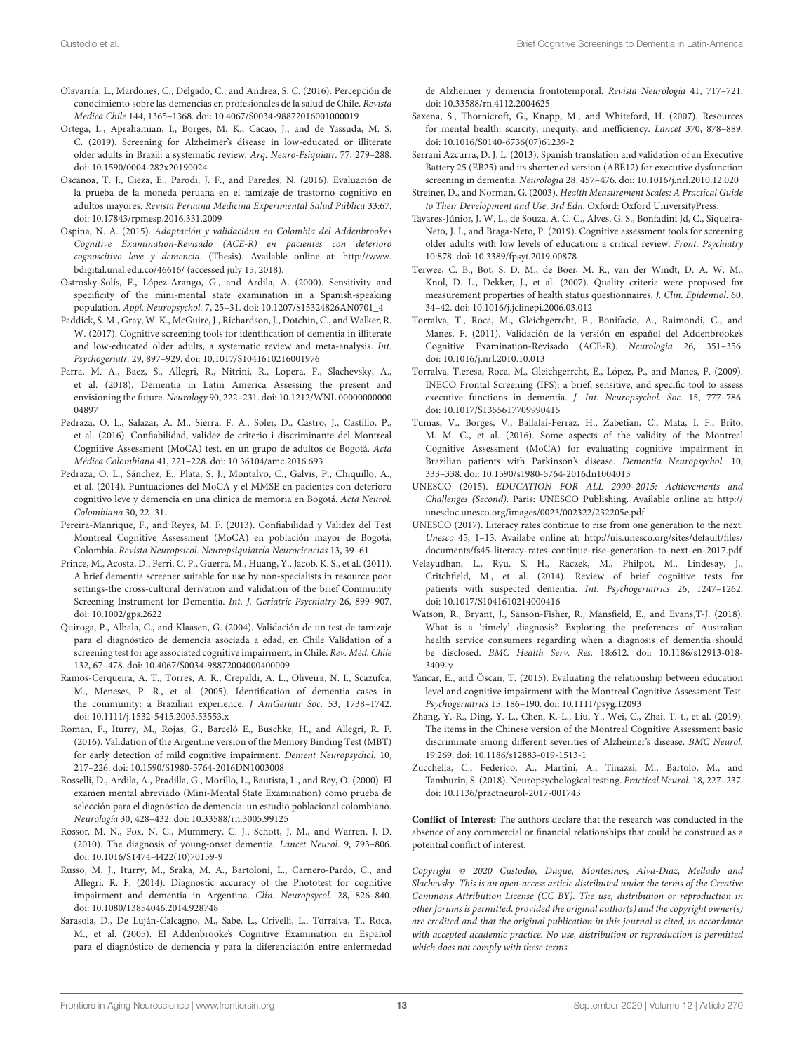Olavarría, L., Mardones, C., Delgado, C., and Andrea, S. C. (2016). Percepción de conocimiento sobre las demencias en profesionales de la salud de Chile. *Revista Medica Chile* 144, 1365–1368. doi: 10.4067/S0034-98872016001000019

Ortega, L., Aprahamian, I., Borges, M. K., Cacao, J., and de Yassuda, M. S. C. (2019). Screening for Alzheimer's disease in low-educated or illiterate older adults in Brazil: a systematic review. *Arq. Neuro-Psiquiatr.* 77, 279–288. doi: 10.1590/0004-282x20190024

Oscanoa, T. J., Cieza, E., Parodi, J. F., and Paredes, N. (2016). Evaluación de la prueba de la moneda peruana en el tamizaje de trastorno cognitivo en adultos mayores. *Revista Peruana Medicina Experimental Salud Pública* 33:67. doi: 10.17843/rpmesp.2016.331.2009

Ospina, N. A. (2015). *Adaptación y validaciónn en Colombia del Addenbrooke's Cognitive Examination-Revisado (ACE-R) en pacientes con deterioro cognoscitivo leve y demencia.* (Thesis). Available online at: http://www.bdigital.unal.edu.co/46616/ (accessed july 15, 2018).

Ostrosky-Solís, F., López-Arango, G., and Ardila, A. (2000). Sensitivity and specificity of the mini-mental state examination in a Spanish-speaking population. *Appl. Neuropsychol.* 7, 25–31. doi: 10.1207/S15324826AN0701_4

Paddick, S. M., Gray, W. K., McGuire, J., Richardson, J., Dotchin, C., and Walker, R. W. (2017). Cognitive screening tools for identification of dementia in illiterate and low-educated older adults, a systematic review and meta-analysis. *Int. Psychogeriatr.* 29, 897–929. doi: 10.1017/S1041610216001976

Parra, M. A., Baez, S., Allegri, R., Nitrini, R., Lopera, F., Slachevsky, A., et al. (2018). Dementia in Latin America Assessing the present and envisioning the future. *Neurology* 90, 222–231. doi: 10.1212/WNL.0000000000004897

Pedraza, O. L., Salazar, A. M., Sierra, F. A., Soler, D., Castro, J., Castillo, P., et al. (2016). Confiabilidad, validez de criterio i discriminante del Montreal Cognitive Assessment (MoCA) test, en un grupo de adultos de Bogotá. *Acta Médica Colombiana* 41, 221–228. doi: 10.36104/amc.2016.693

Pedraza, O. L., Sánchez, E., Plata, S. J., Montalvo, C., Galvis, P., Chiquillo, A., et al. (2014). Puntuaciones del MoCA y el MMSE en pacientes con deterioro cognitivo leve y demencia en una clínica de memoria en Bogotá. *Acta Neurol. Colombiana* 30, 22–31.

Pereira-Manrique, F., and Reyes, M. F. (2013). Confiabilidad y Validez del Test Montreal Cognitive Assessment (MoCA) en población mayor de Bogotá, Colombia. *Revista Neuropsicol. Neuropsiquiatría Neurociencias* 13, 39–61.

Prince, M., Acosta, D., Ferri, C. P., Guerra, M., Huang, Y., Jacob, K. S., et al. (2011). A brief dementia screener suitable for use by non-specialists in resource poor settings-the cross-cultural derivation and validation of the brief Community Screening Instrument for Dementia. *Int. J. Geriatric Psychiatry* 26, 899–907. doi: 10.1002/gps.2622

Quiroga, P., Albala, C., and Klaasen, G. (2004). Validación de un test de tamizaje para el diagnóstico de demencia asociada a edad, en Chile Validation of a screening test for age associated cognitive impairment, in Chile. *Rev. Méd. Chile* 132, 67–478. doi: 10.4067/S0034-98872004000400009

Ramos-Cerqueira, A. T., Torres, A. R., Crepaldi, A. L., Oliveira, N. I., Scazufca, M., Meneses, P. R., et al. (2005). Identification of dementia cases in the community: a Brazilian experience. *J AmGeriatr Soc.* 53, 1738–1742. doi: 10.1111/j.1532-5415.2005.53553.x

Roman, F., Iturry, M., Rojas, G., Barceló E., Buschke, H., and Allegri, R. F. (2016). Validation of the Argentine version of the Memory Binding Test (MBT) for early detection of mild cognitive impairment. *Dement Neuropsychol.* 10, 217–226. doi: 10.1590/S1980-5764-2016DN1003008

Rosselli, D., Ardila, A., Pradilla, G., Morillo, L., Bautista, L., and Rey, O. (2000). El examen mental abreviado (Mini-Mental State Examination) como prueba de selección para el diagnóstico de demencia: un estudio poblacional colombiano. *Neurología* 30, 428–432. doi: 10.33588/rn.3005.99125

Rossor, M. N., Fox, N. C., Mummery, C. J., Schott, J. M., and Warren, J. D. (2010). The diagnosis of young-onset dementia. *Lancet Neurol.* 9, 793–806. doi: 10.1016/S1474-4422(10)70159-9

Russo, M. J., Iturry, M., Sraka, M. A., Bartoloni, L., Carnero-Pardo, C., and Allegri, R. F. (2014). Diagnostic accuracy of the Phototest for cognitive impairment and dementia in Argentina. *Clin. Neuropsycol.* 28, 826–840. doi: 10.1080/13854046.2014.928748

Sarasola, D., De Luján-Calcagno, M., Sabe, L., Crivelli, L., Torralva, T., Roca, M., et al. (2005). El Addenbrooke's Cognitive Examination en Español para el diagnóstico de demencia y para la diferenciación entre enfermedad de Alzheimer y demencia frontotemporal. *Revista Neurologia* 41, 717–721. doi: 10.33588/rn.4112.2004625

Saxena, S., Thornicroft, G., Knapp, M., and Whiteford, H. (2007). Resources for mental health: scarcity, inequity, and inefficiency. *Lancet* 370, 878–889. doi: 10.1016/S0140-6736(07)61239-2

Serrani Azcurra, D. J. L. (2013). Spanish translation and validation of an Executive Battery 25 (EB25) and its shortened version (ABE12) for executive dysfunction screening in dementia. *Neurologia* 28, 457–476. doi: 10.1016/j.nrl.2010.12.020

Streiner, D., and Norman, G. (2003). *Health Measurement Scales: A Practical Guide to Their Development and Use, 3rd Edn.* Oxford: Oxford UniversityPress.

Tavares-Júnior, J. W. L., de Souza, A. C. C., Alves, G. S., Bonfadini Jd, C., Siqueira-Neto, J. I., and Braga-Neto, P. (2019). Cognitive assessment tools for screening older adults with low levels of education: a critical review. *Front. Psychiatry* 10:878. doi: 10.3389/fpsyt.2019.00878

Terwee, C. B., Bot, S. D. M., de Boer, M. R., van der Windt, D. A. W. M., Knol, D. L., Dekker, J., et al. (2007). Quality criteria were proposed for measurement properties of health status questionnaires. *J. Clin. Epidemiol.* 60, 34–42. doi: 10.1016/j.jclinepi.2006.03.012

Torralva, T., Roca, M., Gleichgerrcht, E., Bonifacio, A., Raimondi, C., and Manes, F. (2011). Validación de la versión en español del Addenbrooke's Cognitive Examination-Revisado (ACE-R). *Neurologia* 26, 351–356. doi: 10.1016/j.nrl.2010.10.013

Torralva, T.eresa, Roca, M., Gleichgerrcht, E., López, P., and Manes, F. (2009). INECO Frontal Screening (IFS): a brief, sensitive, and specific tool to assess executive functions in dementia. *J. Int. Neuropsychol. Soc.* 15, 777–786. doi: 10.1017/S1355617709990415

Tumas, V., Borges, V., Ballalai-Ferraz, H., Zabetian, C., Mata, I. F., Brito, M. M. C., et al. (2016). Some aspects of the validity of the Montreal Cognitive Assessment (MoCA) for evaluating cognitive impairment in Brazilian patients with Parkinson's disease. *Dementia Neuropsychol.* 10, 333–338. doi: 10.1590/s1980-5764-2016dn1004013

UNESCO (2015). *EDUCATION FOR ALL 2000–2015: Achievements and Challenges (Second).* Paris: UNESCO Publishing. Available online at: http://unesdoc.unesco.org/images/0023/002322/232205e.pdf

UNESCO (2017). Literacy rates continue to rise from one generation to the next. *Unesco* 45, 1–13. Availabe online at: http://uis.unesco.org/sites/default/files/documents/fs45-literacy-rates-continue-rise-generation-to-next-en-2017.pdf

Velayudhan, L., Ryu, S. H., Raczek, M., Philpot, M., Lindesay, J., Critchfield, M., et al. (2014). Review of brief cognitive tests for patients with suspected dementia. *Int. Psychogeriatrics* 26, 1247–1262. doi: 10.1017/S1041610214000416

Watson, R., Bryant, J., Sanson-Fisher, R., Mansfield, E., and Evans,T-J. (2018). What is a 'timely' diagnosis? Exploring the preferences of Australian health service consumers regarding when a diagnosis of dementia should be disclosed. *BMC Health Serv. Res.* 18:612. doi: 10.1186/s12913-018-3409-y

Yancar, E., and Öscan, T. (2015). Evaluating the relationship between education level and cognitive impairment with the Montreal Cognitive Assessment Test. *Psychogeriatrics* 15, 186–190. doi: 10.1111/psyg.12093

Zhang, Y.-R., Ding, Y.-L., Chen, K.-L., Liu, Y., Wei, C., Zhai, T.-t., et al. (2019). The items in the Chinese version of the Montreal Cognitive Assessment basic discriminate among different severities of Alzheimer's disease. *BMC Neurol.* 19:269. doi: 10.1186/s12883-019-1513-1

Zucchella, C., Federico, A., Martini, A., Tinazzi, M., Bartolo, M., and Tamburin, S. (2018). Neuropsychological testing. *Practical Neurol.* 18, 227–237. doi: 10.1136/practneurol-2017-001743

**Conflict of Interest:** The authors declare that the research was conducted in the absence of any commercial or financial relationships that could be construed as a potential conflict of interest.

*Copyright © 2020 Custodio, Duque, Montesinos, Alva-Diaz, Mellado and Slachevsky. This is an open-access article distributed under the terms of the Creative Commons Attribution License (CC BY). The use, distribution or reproduction in other forums is permitted, provided the original author(s) and the copyright owner(s) are credited and that the original publication in this journal is cited, in accordance with accepted academic practice. No use, distribution or reproduction is permitted which does not comply with these terms.*